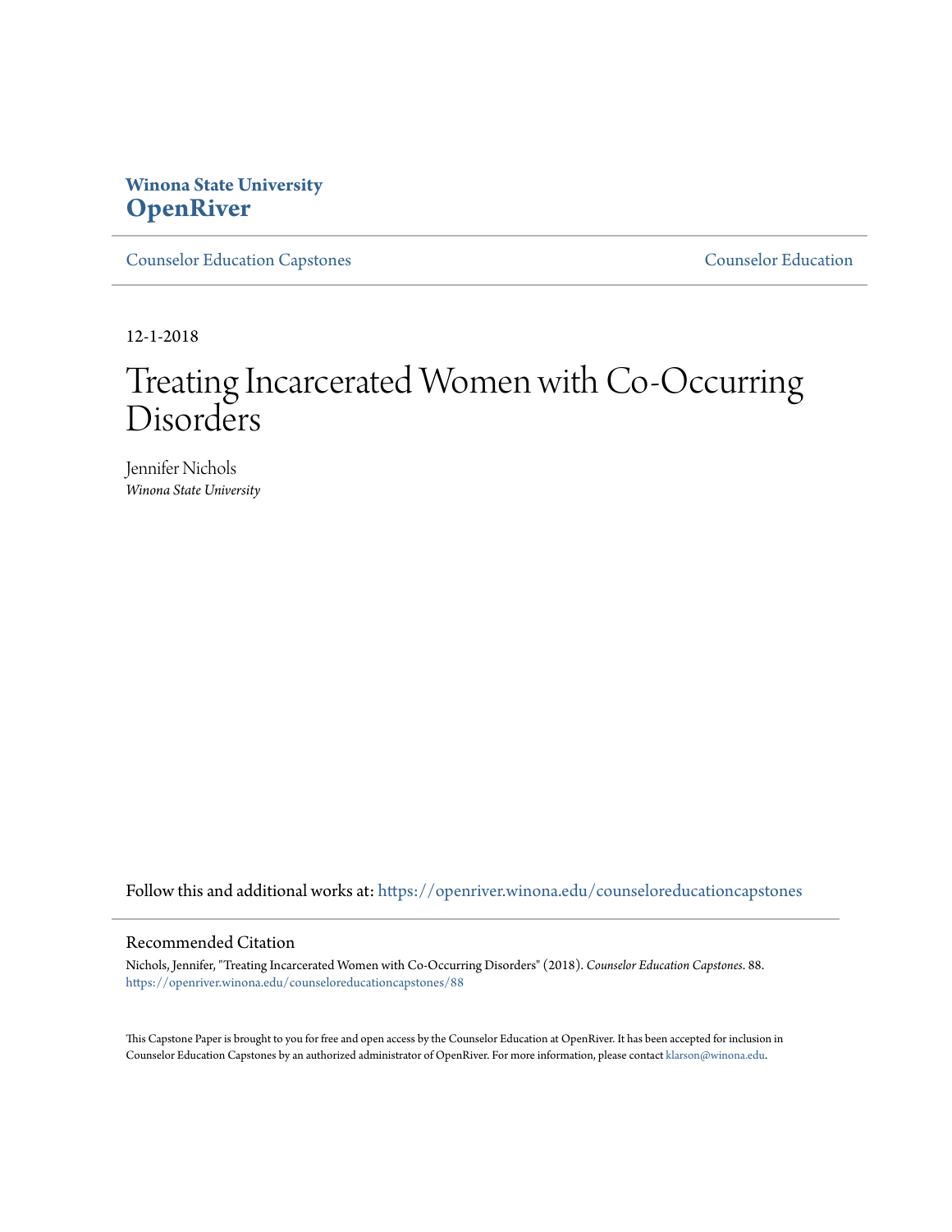**Winona State University**
# OpenRiver

Counselor Education Capstones | Counselor Education

12-1-2018

# Treating Incarcerated Women with Co-Occurring Disorders

Jennifer Nichols
*Winona State University*

Follow this and additional works at: https://openriver.winona.edu/counseloreducationcapstones

## Recommended Citation

Nichols, Jennifer, "Treating Incarcerated Women with Co-Occurring Disorders" (2018). *Counselor Education Capstones*. 88.
https://openriver.winona.edu/counseloreducationcapstones/88

This Capstone Paper is brought to you for free and open access by the Counselor Education at OpenRiver. It has been accepted for inclusion in Counselor Education Capstones by an authorized administrator of OpenRiver. For more information, please contact klarson@winona.edu.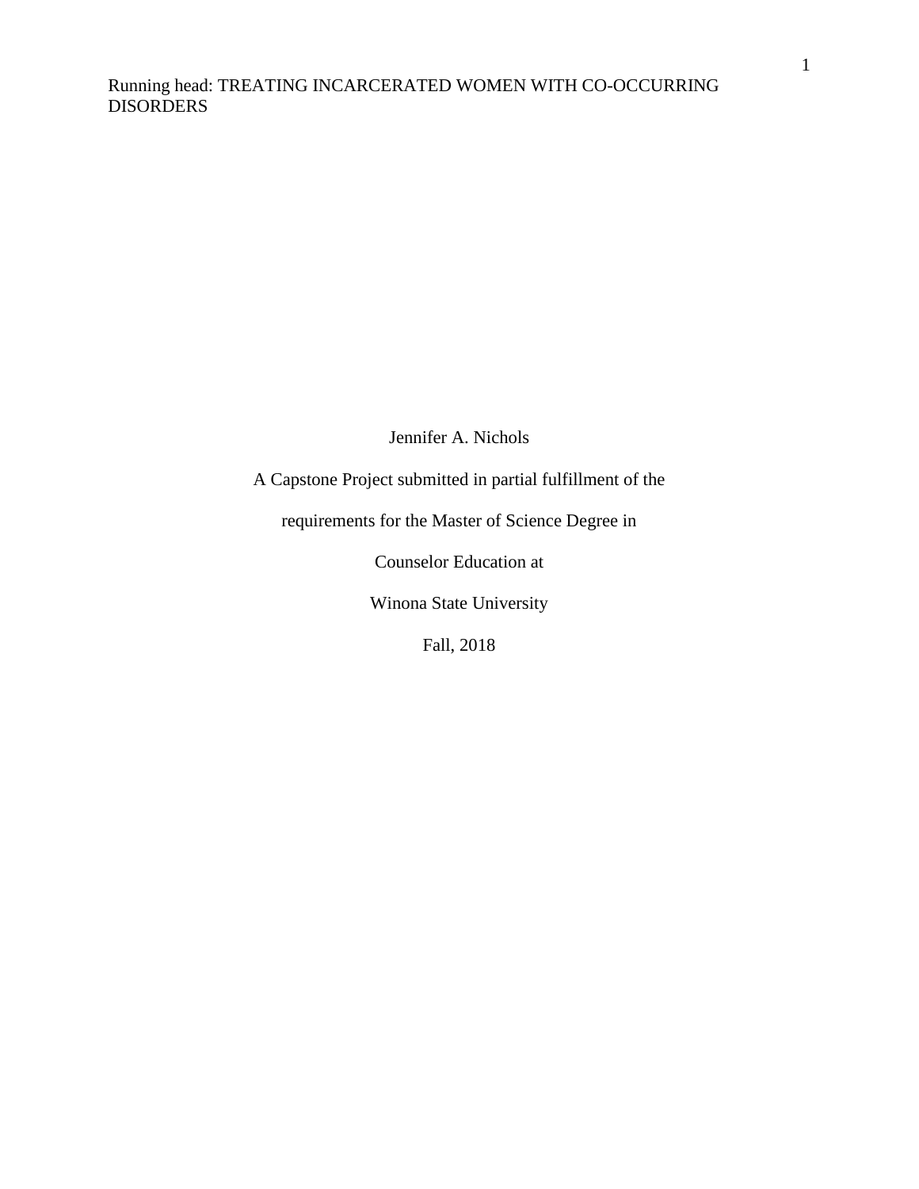Jennifer A. Nichols

A Capstone Project submitted in partial fulfillment of the

requirements for the Master of Science Degree in

Counselor Education at

Winona State University

Fall, 2018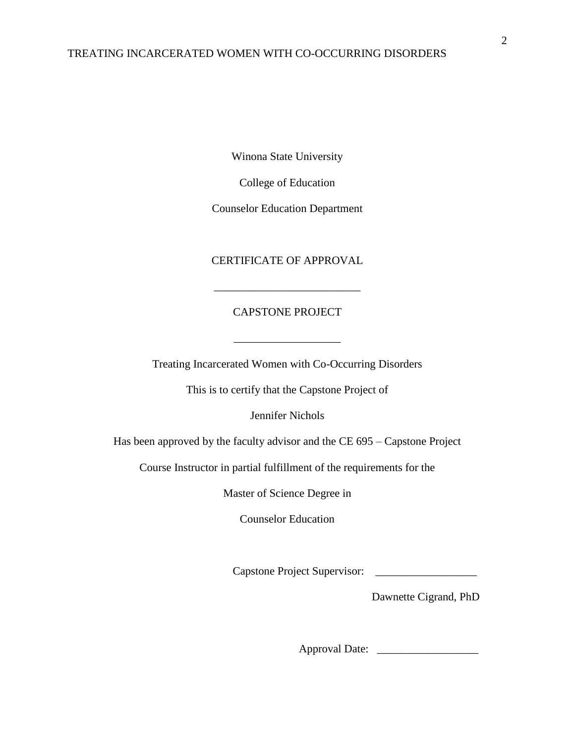Winona State University

College of Education

Counselor Education Department

CERTIFICATE OF APPROVAL

___________________________

CAPSTONE PROJECT

___________________

Treating Incarcerated Women with Co-Occurring Disorders

This is to certify that the Capstone Project of

Jennifer Nichols

Has been approved by the faculty advisor and the CE 695 – Capstone Project

Course Instructor in partial fulfillment of the requirements for the

Master of Science Degree in

Counselor Education

Capstone Project Supervisor: __________________

Dawnette Cigrand, PhD

Approval Date: __________________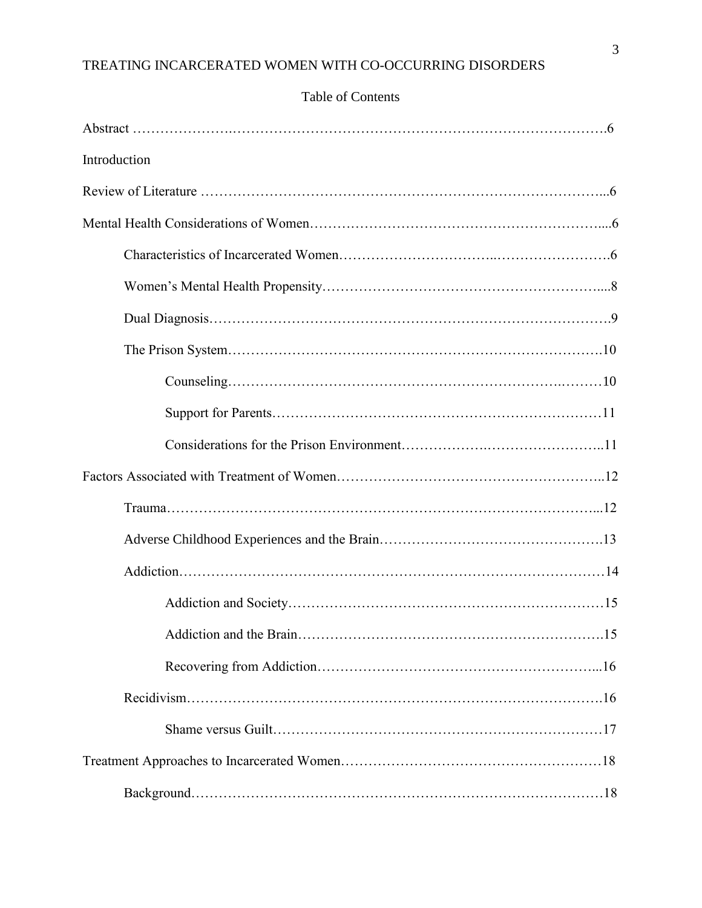Table of Contents

Abstract ……………………………………………………………………………………….6

Introduction

Review of Literature …………………………………………………………………………...6

Mental Health Considerations of Women……………………………………………………....6

Characteristics of Incarcerated Women……………………………..…………………….6

Women's Mental Health Propensity…………………………………………………….....8

Dual Diagnosis…………………………………………………………………………….9

The Prison System…………………………………………………………………….10

Counseling……………………………………………………………….………10

Support for Parents………………………………………………………………11

Considerations for the Prison Environment……………….……………………..11

Factors Associated with Treatment of Women……….………………………….……………..12

Trauma……………………………………………………………….………………...12

Adverse Childhood Experiences and the Brain…………….………………….………….13

Addiction……………………………………………………………………………14

Addiction and Society……………………………………………………………15

Addiction and the Brain………………………………………………………….15

Recovering from Addiction……….…………………………………………...16

Recidivism……………………………………………………………………………16

Shame versus Guilt………………………………………………………………17

Treatment Approaches to Incarcerated Women………………………………………………18

Background…………………………………………………………………………18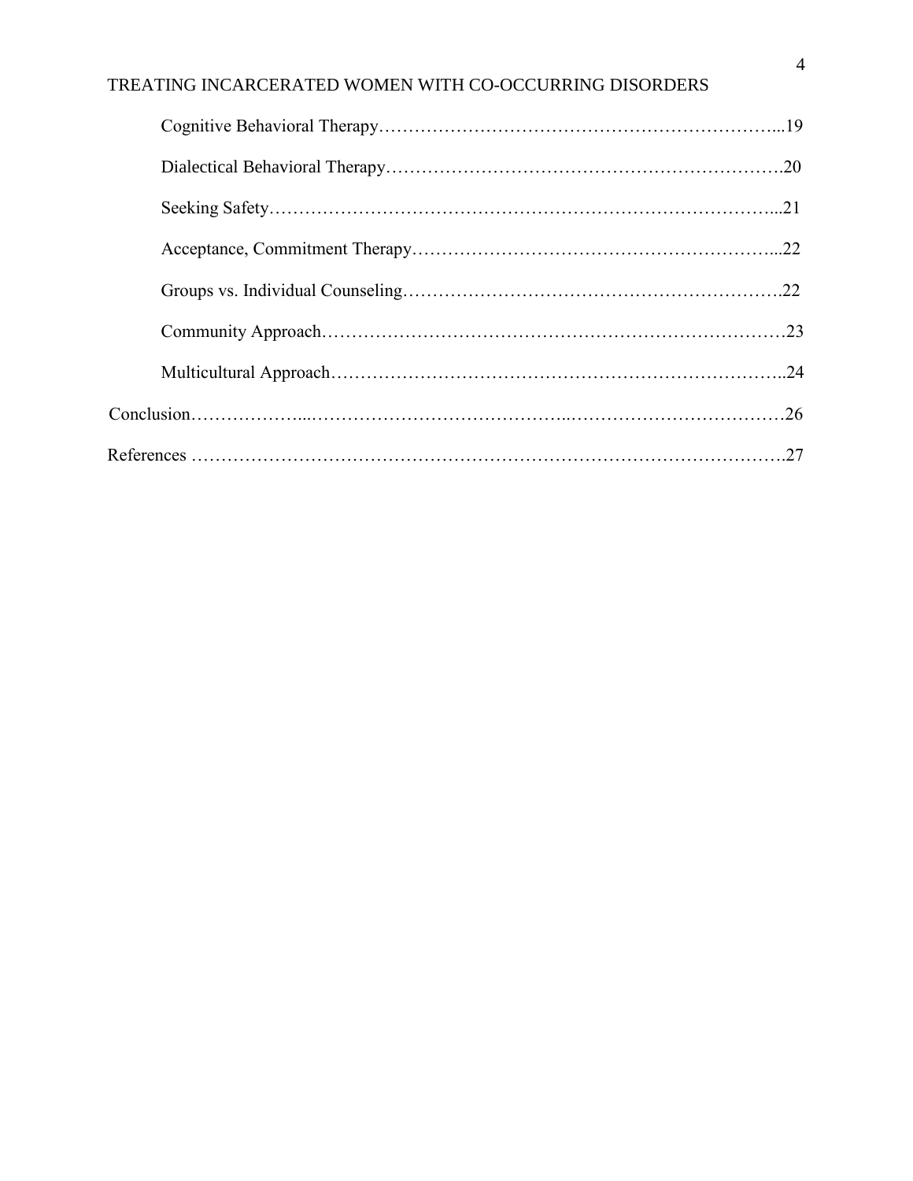Cognitive Behavioral Therapy…………………………………………………………...19

Dialectical Behavioral Therapy……………………………………………………….20

Seeking Safety…………………………………………………………………………...21

Acceptance, Commitment Therapy……………………………………………………...22

Groups vs. Individual Counseling…………………………………………………….22

Community Approach……………………………………………………………………23

Multicultural Approach…………………………………………………………………..24

Conclusion………………...…………………………………...………………………………26

References ……………………………………………………………………………………….27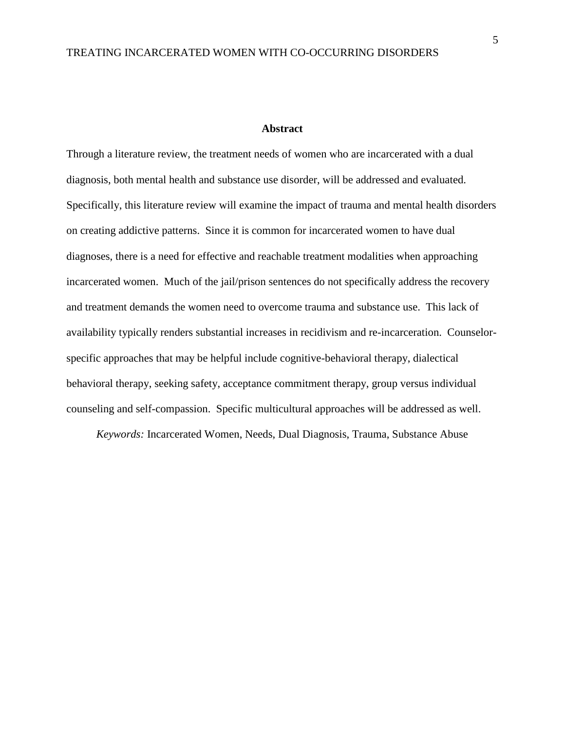## Abstract

Through a literature review, the treatment needs of women who are incarcerated with a dual diagnosis, both mental health and substance use disorder, will be addressed and evaluated. Specifically, this literature review will examine the impact of trauma and mental health disorders on creating addictive patterns. Since it is common for incarcerated women to have dual diagnoses, there is a need for effective and reachable treatment modalities when approaching incarcerated women. Much of the jail/prison sentences do not specifically address the recovery and treatment demands the women need to overcome trauma and substance use. This lack of availability typically renders substantial increases in recidivism and re-incarceration. Counselor-specific approaches that may be helpful include cognitive-behavioral therapy, dialectical behavioral therapy, seeking safety, acceptance commitment therapy, group versus individual counseling and self-compassion. Specific multicultural approaches will be addressed as well.

*Keywords:* Incarcerated Women, Needs, Dual Diagnosis, Trauma, Substance Abuse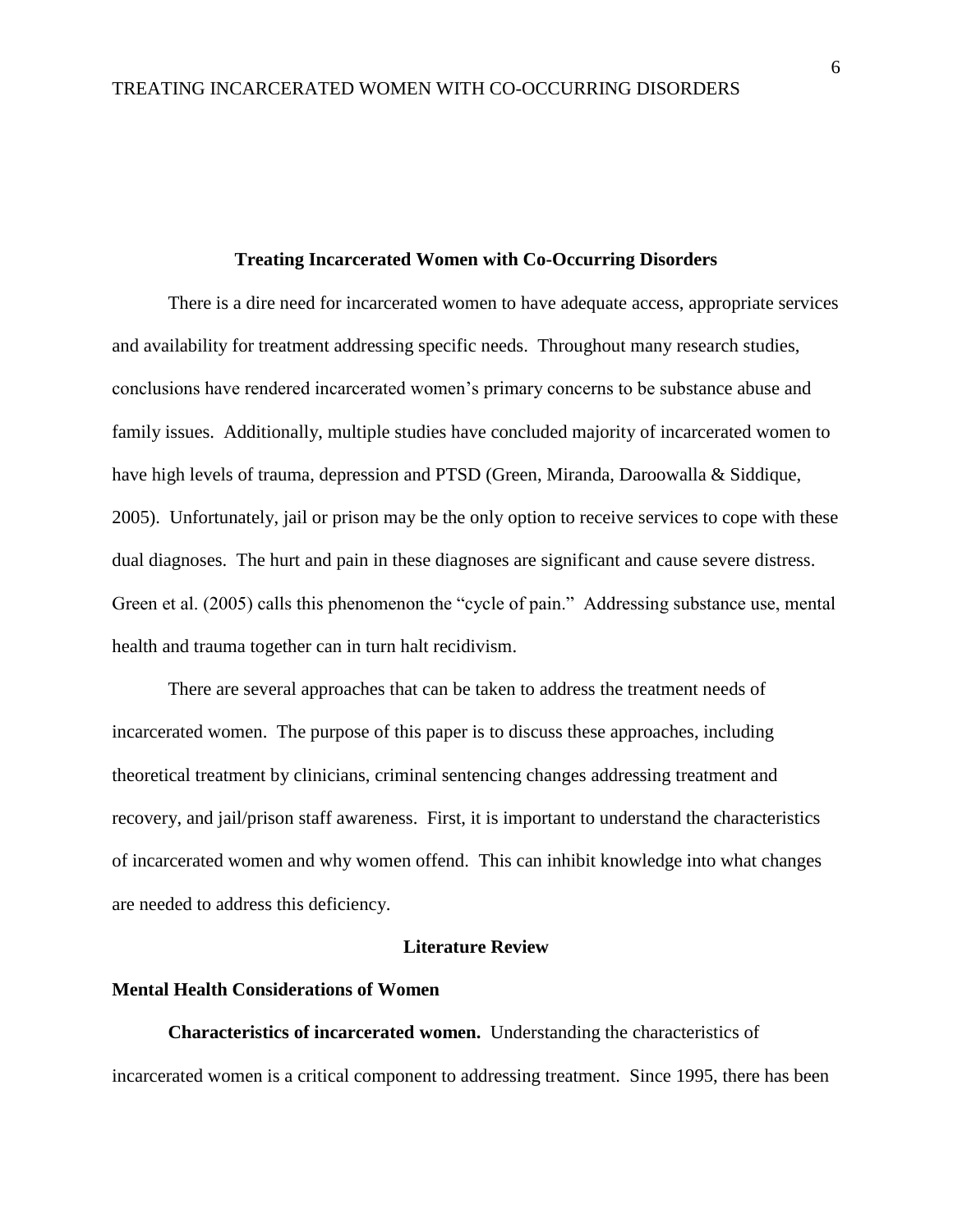# Treating Incarcerated Women with Co-Occurring Disorders

There is a dire need for incarcerated women to have adequate access, appropriate services and availability for treatment addressing specific needs. Throughout many research studies, conclusions have rendered incarcerated women's primary concerns to be substance abuse and family issues. Additionally, multiple studies have concluded majority of incarcerated women to have high levels of trauma, depression and PTSD (Green, Miranda, Daroowalla & Siddique, 2005). Unfortunately, jail or prison may be the only option to receive services to cope with these dual diagnoses. The hurt and pain in these diagnoses are significant and cause severe distress. Green et al. (2005) calls this phenomenon the "cycle of pain." Addressing substance use, mental health and trauma together can in turn halt recidivism.

There are several approaches that can be taken to address the treatment needs of incarcerated women. The purpose of this paper is to discuss these approaches, including theoretical treatment by clinicians, criminal sentencing changes addressing treatment and recovery, and jail/prison staff awareness. First, it is important to understand the characteristics of incarcerated women and why women offend. This can inhibit knowledge into what changes are needed to address this deficiency.

## Literature Review

### Mental Health Considerations of Women

**Characteristics of incarcerated women.** Understanding the characteristics of incarcerated women is a critical component to addressing treatment. Since 1995, there has been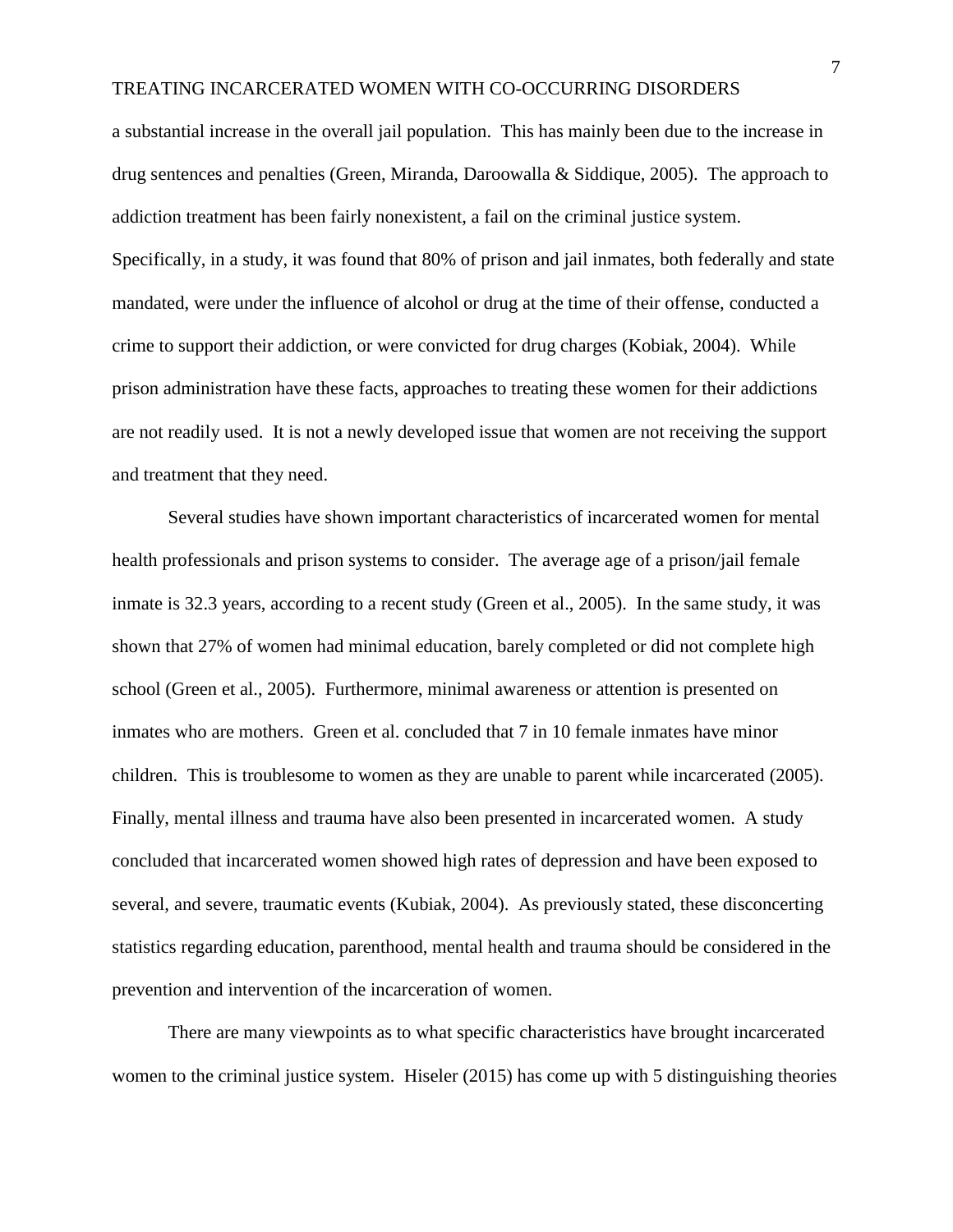a substantial increase in the overall jail population. This has mainly been due to the increase in drug sentences and penalties (Green, Miranda, Daroowalla & Siddique, 2005). The approach to addiction treatment has been fairly nonexistent, a fail on the criminal justice system. Specifically, in a study, it was found that 80% of prison and jail inmates, both federally and state mandated, were under the influence of alcohol or drug at the time of their offense, conducted a crime to support their addiction, or were convicted for drug charges (Kobiak, 2004). While prison administration have these facts, approaches to treating these women for their addictions are not readily used. It is not a newly developed issue that women are not receiving the support and treatment that they need.

Several studies have shown important characteristics of incarcerated women for mental health professionals and prison systems to consider. The average age of a prison/jail female inmate is 32.3 years, according to a recent study (Green et al., 2005). In the same study, it was shown that 27% of women had minimal education, barely completed or did not complete high school (Green et al., 2005). Furthermore, minimal awareness or attention is presented on inmates who are mothers. Green et al. concluded that 7 in 10 female inmates have minor children. This is troublesome to women as they are unable to parent while incarcerated (2005). Finally, mental illness and trauma have also been presented in incarcerated women. A study concluded that incarcerated women showed high rates of depression and have been exposed to several, and severe, traumatic events (Kubiak, 2004). As previously stated, these disconcerting statistics regarding education, parenthood, mental health and trauma should be considered in the prevention and intervention of the incarceration of women.

There are many viewpoints as to what specific characteristics have brought incarcerated women to the criminal justice system. Hiseler (2015) has come up with 5 distinguishing theories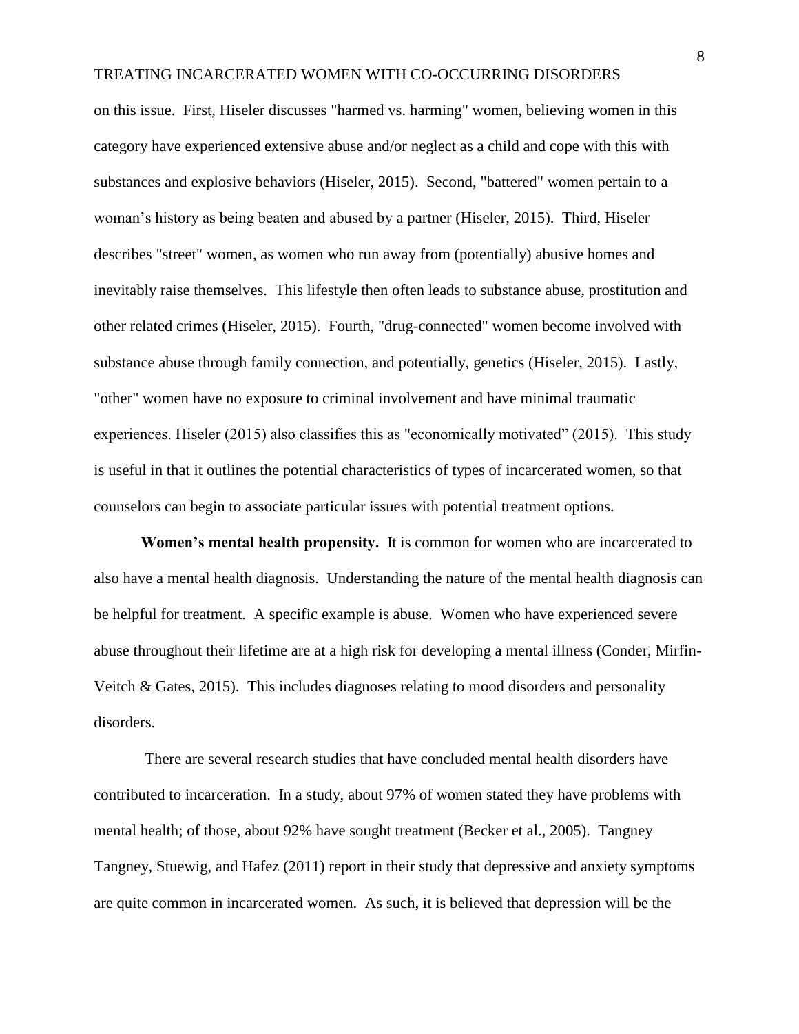on this issue. First, Hiseler discusses "harmed vs. harming" women, believing women in this category have experienced extensive abuse and/or neglect as a child and cope with this with substances and explosive behaviors (Hiseler, 2015). Second, "battered" women pertain to a woman's history as being beaten and abused by a partner (Hiseler, 2015). Third, Hiseler describes "street" women, as women who run away from (potentially) abusive homes and inevitably raise themselves. This lifestyle then often leads to substance abuse, prostitution and other related crimes (Hiseler, 2015). Fourth, "drug-connected" women become involved with substance abuse through family connection, and potentially, genetics (Hiseler, 2015). Lastly, "other" women have no exposure to criminal involvement and have minimal traumatic experiences. Hiseler (2015) also classifies this as "economically motivated" (2015). This study is useful in that it outlines the potential characteristics of types of incarcerated women, so that counselors can begin to associate particular issues with potential treatment options.

**Women's mental health propensity.** It is common for women who are incarcerated to also have a mental health diagnosis. Understanding the nature of the mental health diagnosis can be helpful for treatment. A specific example is abuse. Women who have experienced severe abuse throughout their lifetime are at a high risk for developing a mental illness (Conder, Mirfin-Veitch & Gates, 2015). This includes diagnoses relating to mood disorders and personality disorders.

There are several research studies that have concluded mental health disorders have contributed to incarceration. In a study, about 97% of women stated they have problems with mental health; of those, about 92% have sought treatment (Becker et al., 2005). Tangney Tangney, Stuewig, and Hafez (2011) report in their study that depressive and anxiety symptoms are quite common in incarcerated women. As such, it is believed that depression will be the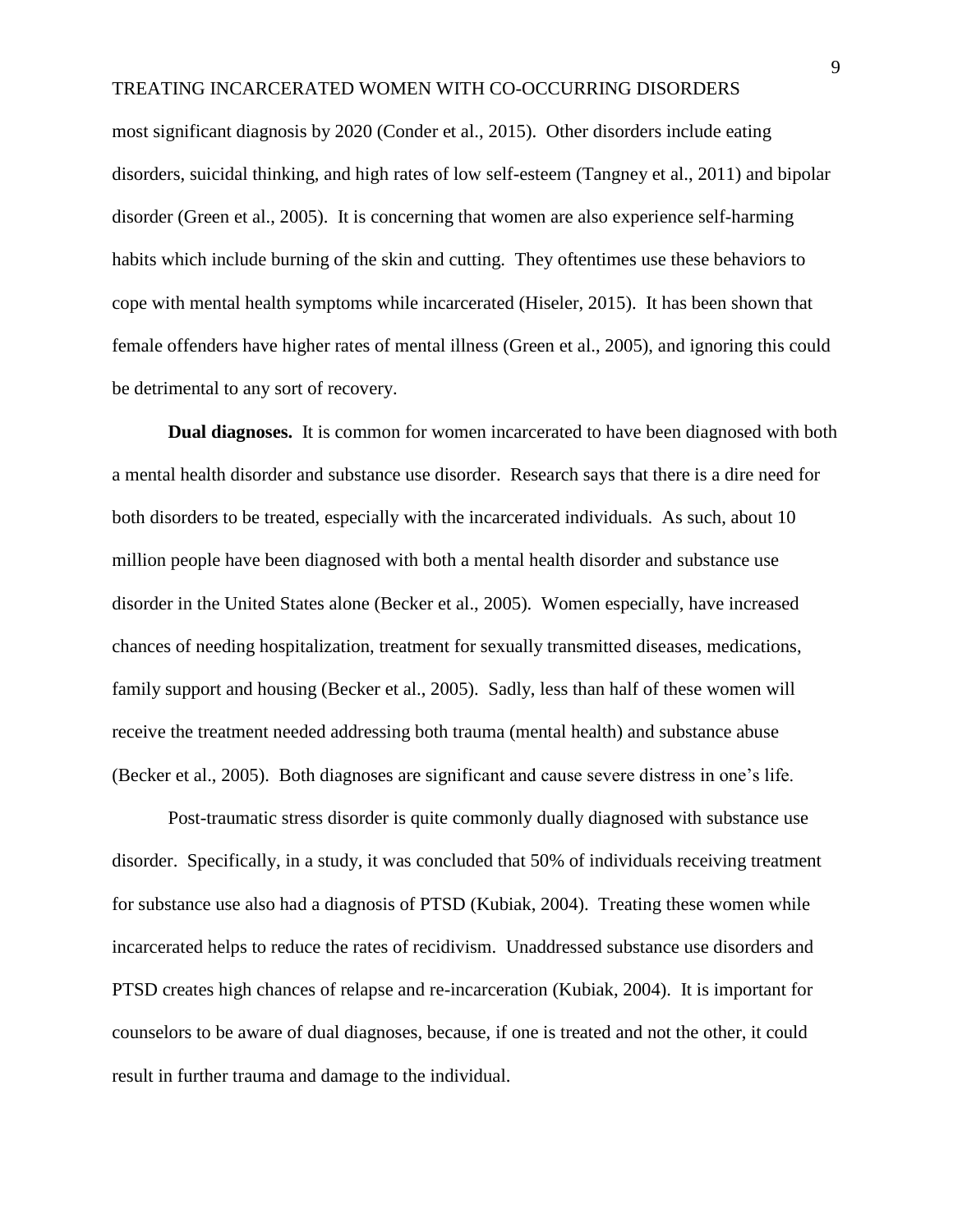most significant diagnosis by 2020 (Conder et al., 2015). Other disorders include eating disorders, suicidal thinking, and high rates of low self-esteem (Tangney et al., 2011) and bipolar disorder (Green et al., 2005). It is concerning that women are also experience self-harming habits which include burning of the skin and cutting. They oftentimes use these behaviors to cope with mental health symptoms while incarcerated (Hiseler, 2015). It has been shown that female offenders have higher rates of mental illness (Green et al., 2005), and ignoring this could be detrimental to any sort of recovery.

**Dual diagnoses.** It is common for women incarcerated to have been diagnosed with both a mental health disorder and substance use disorder. Research says that there is a dire need for both disorders to be treated, especially with the incarcerated individuals. As such, about 10 million people have been diagnosed with both a mental health disorder and substance use disorder in the United States alone (Becker et al., 2005). Women especially, have increased chances of needing hospitalization, treatment for sexually transmitted diseases, medications, family support and housing (Becker et al., 2005). Sadly, less than half of these women will receive the treatment needed addressing both trauma (mental health) and substance abuse (Becker et al., 2005). Both diagnoses are significant and cause severe distress in one's life.

Post-traumatic stress disorder is quite commonly dually diagnosed with substance use disorder. Specifically, in a study, it was concluded that 50% of individuals receiving treatment for substance use also had a diagnosis of PTSD (Kubiak, 2004). Treating these women while incarcerated helps to reduce the rates of recidivism. Unaddressed substance use disorders and PTSD creates high chances of relapse and re-incarceration (Kubiak, 2004). It is important for counselors to be aware of dual diagnoses, because, if one is treated and not the other, it could result in further trauma and damage to the individual.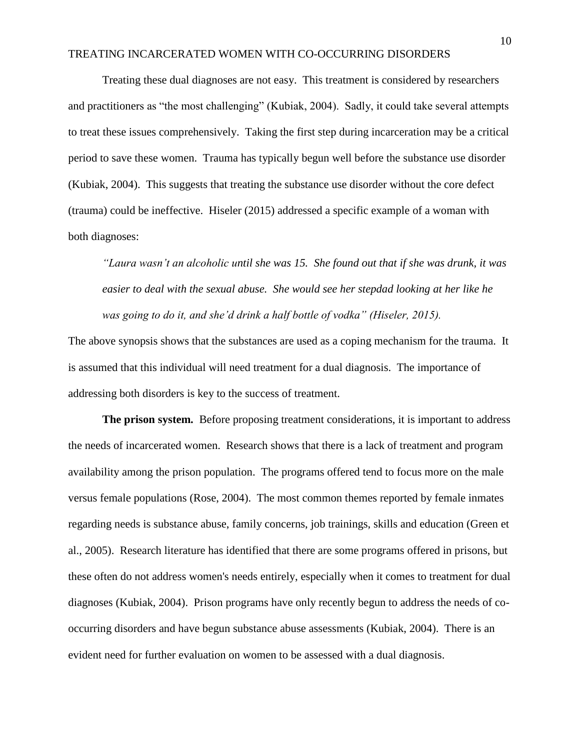Treating these dual diagnoses are not easy. This treatment is considered by researchers and practitioners as "the most challenging" (Kubiak, 2004). Sadly, it could take several attempts to treat these issues comprehensively. Taking the first step during incarceration may be a critical period to save these women. Trauma has typically begun well before the substance use disorder (Kubiak, 2004). This suggests that treating the substance use disorder without the core defect (trauma) could be ineffective. Hiseler (2015) addressed a specific example of a woman with both diagnoses:

> *"Laura wasn't an alcoholic until she was 15. She found out that if she was drunk, it was easier to deal with the sexual abuse. She would see her stepdad looking at her like he was going to do it, and she'd drink a half bottle of vodka" (Hiseler, 2015).*

The above synopsis shows that the substances are used as a coping mechanism for the trauma. It is assumed that this individual will need treatment for a dual diagnosis. The importance of addressing both disorders is key to the success of treatment.

**The prison system.** Before proposing treatment considerations, it is important to address the needs of incarcerated women. Research shows that there is a lack of treatment and program availability among the prison population. The programs offered tend to focus more on the male versus female populations (Rose, 2004). The most common themes reported by female inmates regarding needs is substance abuse, family concerns, job trainings, skills and education (Green et al., 2005). Research literature has identified that there are some programs offered in prisons, but these often do not address women's needs entirely, especially when it comes to treatment for dual diagnoses (Kubiak, 2004). Prison programs have only recently begun to address the needs of co-occurring disorders and have begun substance abuse assessments (Kubiak, 2004). There is an evident need for further evaluation on women to be assessed with a dual diagnosis.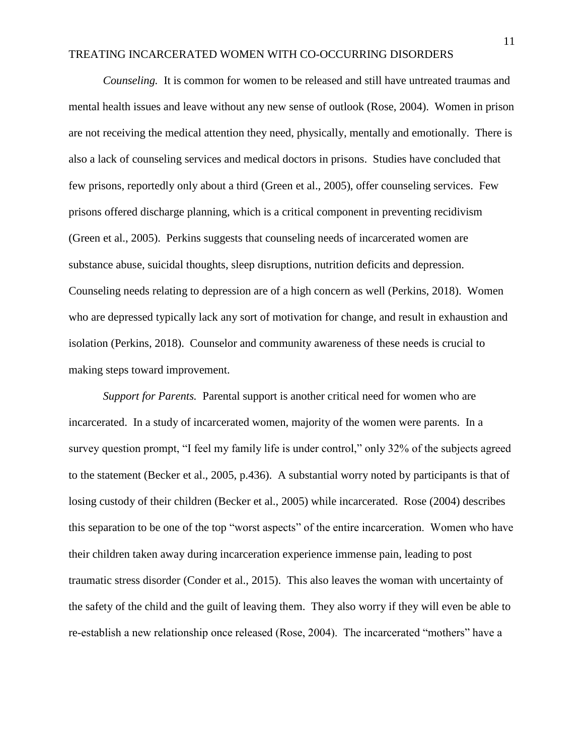*Counseling.* It is common for women to be released and still have untreated traumas and mental health issues and leave without any new sense of outlook (Rose, 2004). Women in prison are not receiving the medical attention they need, physically, mentally and emotionally. There is also a lack of counseling services and medical doctors in prisons. Studies have concluded that few prisons, reportedly only about a third (Green et al., 2005), offer counseling services. Few prisons offered discharge planning, which is a critical component in preventing recidivism (Green et al., 2005). Perkins suggests that counseling needs of incarcerated women are substance abuse, suicidal thoughts, sleep disruptions, nutrition deficits and depression. Counseling needs relating to depression are of a high concern as well (Perkins, 2018). Women who are depressed typically lack any sort of motivation for change, and result in exhaustion and isolation (Perkins, 2018). Counselor and community awareness of these needs is crucial to making steps toward improvement.

*Support for Parents.* Parental support is another critical need for women who are incarcerated. In a study of incarcerated women, majority of the women were parents. In a survey question prompt, "I feel my family life is under control," only 32% of the subjects agreed to the statement (Becker et al., 2005, p.436). A substantial worry noted by participants is that of losing custody of their children (Becker et al., 2005) while incarcerated. Rose (2004) describes this separation to be one of the top "worst aspects" of the entire incarceration. Women who have their children taken away during incarceration experience immense pain, leading to post traumatic stress disorder (Conder et al., 2015). This also leaves the woman with uncertainty of the safety of the child and the guilt of leaving them. They also worry if they will even be able to re-establish a new relationship once released (Rose, 2004). The incarcerated "mothers" have a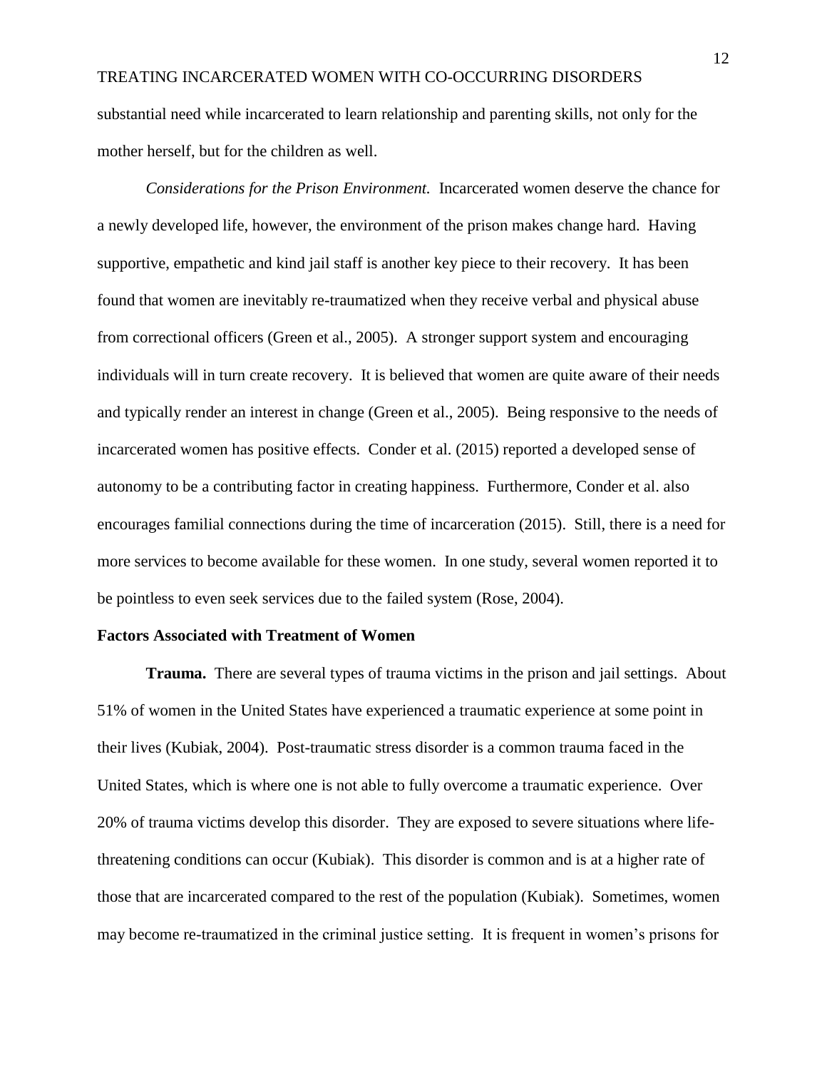substantial need while incarcerated to learn relationship and parenting skills, not only for the mother herself, but for the children as well.

*Considerations for the Prison Environment.* Incarcerated women deserve the chance for a newly developed life, however, the environment of the prison makes change hard. Having supportive, empathetic and kind jail staff is another key piece to their recovery. It has been found that women are inevitably re-traumatized when they receive verbal and physical abuse from correctional officers (Green et al., 2005). A stronger support system and encouraging individuals will in turn create recovery. It is believed that women are quite aware of their needs and typically render an interest in change (Green et al., 2005). Being responsive to the needs of incarcerated women has positive effects. Conder et al. (2015) reported a developed sense of autonomy to be a contributing factor in creating happiness. Furthermore, Conder et al. also encourages familial connections during the time of incarceration (2015). Still, there is a need for more services to become available for these women. In one study, several women reported it to be pointless to even seek services due to the failed system (Rose, 2004).

## Factors Associated with Treatment of Women

**Trauma.** There are several types of trauma victims in the prison and jail settings. About 51% of women in the United States have experienced a traumatic experience at some point in their lives (Kubiak, 2004). Post-traumatic stress disorder is a common trauma faced in the United States, which is where one is not able to fully overcome a traumatic experience. Over 20% of trauma victims develop this disorder. They are exposed to severe situations where life-threatening conditions can occur (Kubiak). This disorder is common and is at a higher rate of those that are incarcerated compared to the rest of the population (Kubiak). Sometimes, women may become re-traumatized in the criminal justice setting. It is frequent in women's prisons for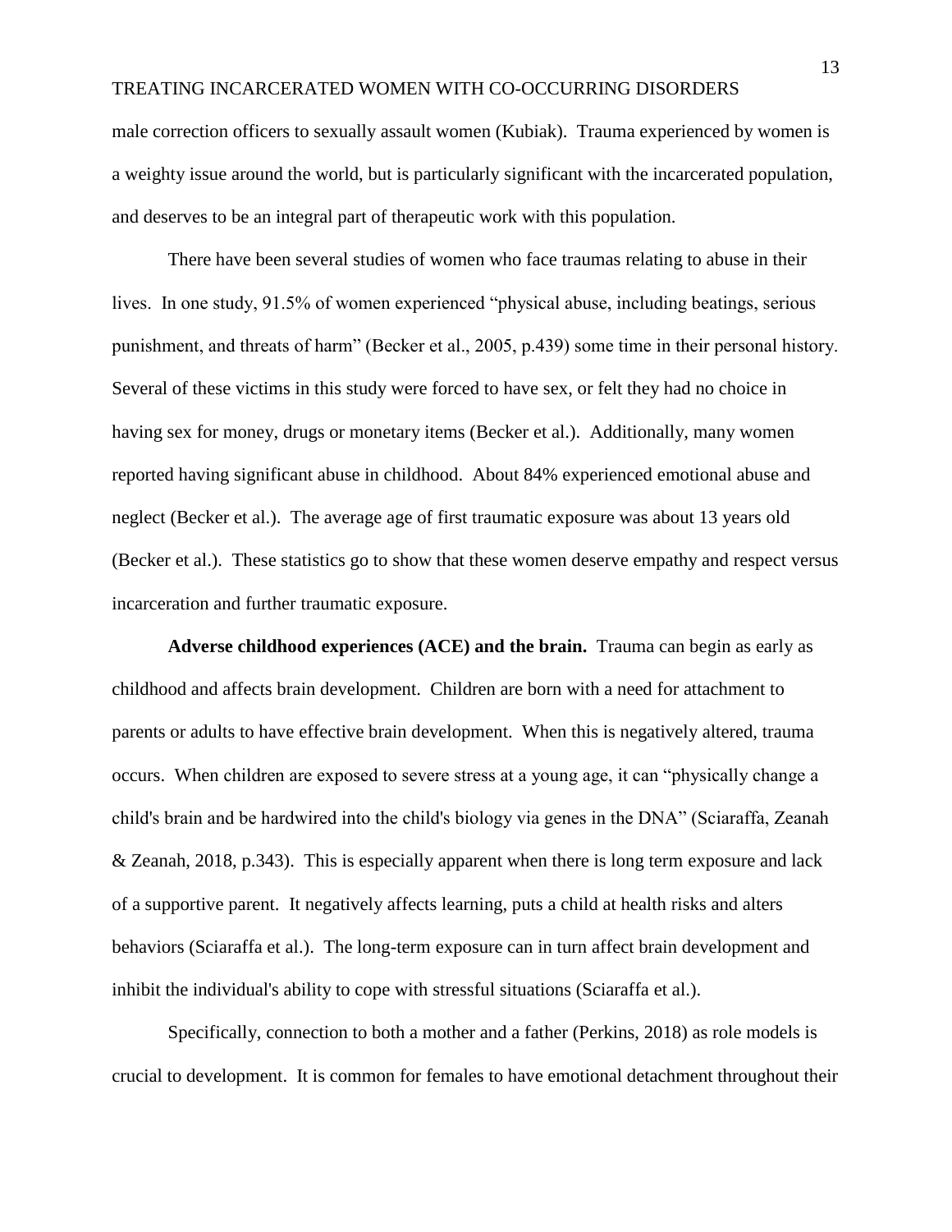male correction officers to sexually assault women (Kubiak). Trauma experienced by women is a weighty issue around the world, but is particularly significant with the incarcerated population, and deserves to be an integral part of therapeutic work with this population.

There have been several studies of women who face traumas relating to abuse in their lives. In one study, 91.5% of women experienced "physical abuse, including beatings, serious punishment, and threats of harm" (Becker et al., 2005, p.439) some time in their personal history. Several of these victims in this study were forced to have sex, or felt they had no choice in having sex for money, drugs or monetary items (Becker et al.). Additionally, many women reported having significant abuse in childhood. About 84% experienced emotional abuse and neglect (Becker et al.). The average age of first traumatic exposure was about 13 years old (Becker et al.). These statistics go to show that these women deserve empathy and respect versus incarceration and further traumatic exposure.

**Adverse childhood experiences (ACE) and the brain.** Trauma can begin as early as childhood and affects brain development. Children are born with a need for attachment to parents or adults to have effective brain development. When this is negatively altered, trauma occurs. When children are exposed to severe stress at a young age, it can "physically change a child's brain and be hardwired into the child's biology via genes in the DNA" (Sciaraffa, Zeanah & Zeanah, 2018, p.343). This is especially apparent when there is long term exposure and lack of a supportive parent. It negatively affects learning, puts a child at health risks and alters behaviors (Sciaraffa et al.). The long-term exposure can in turn affect brain development and inhibit the individual's ability to cope with stressful situations (Sciaraffa et al.).

Specifically, connection to both a mother and a father (Perkins, 2018) as role models is crucial to development. It is common for females to have emotional detachment throughout their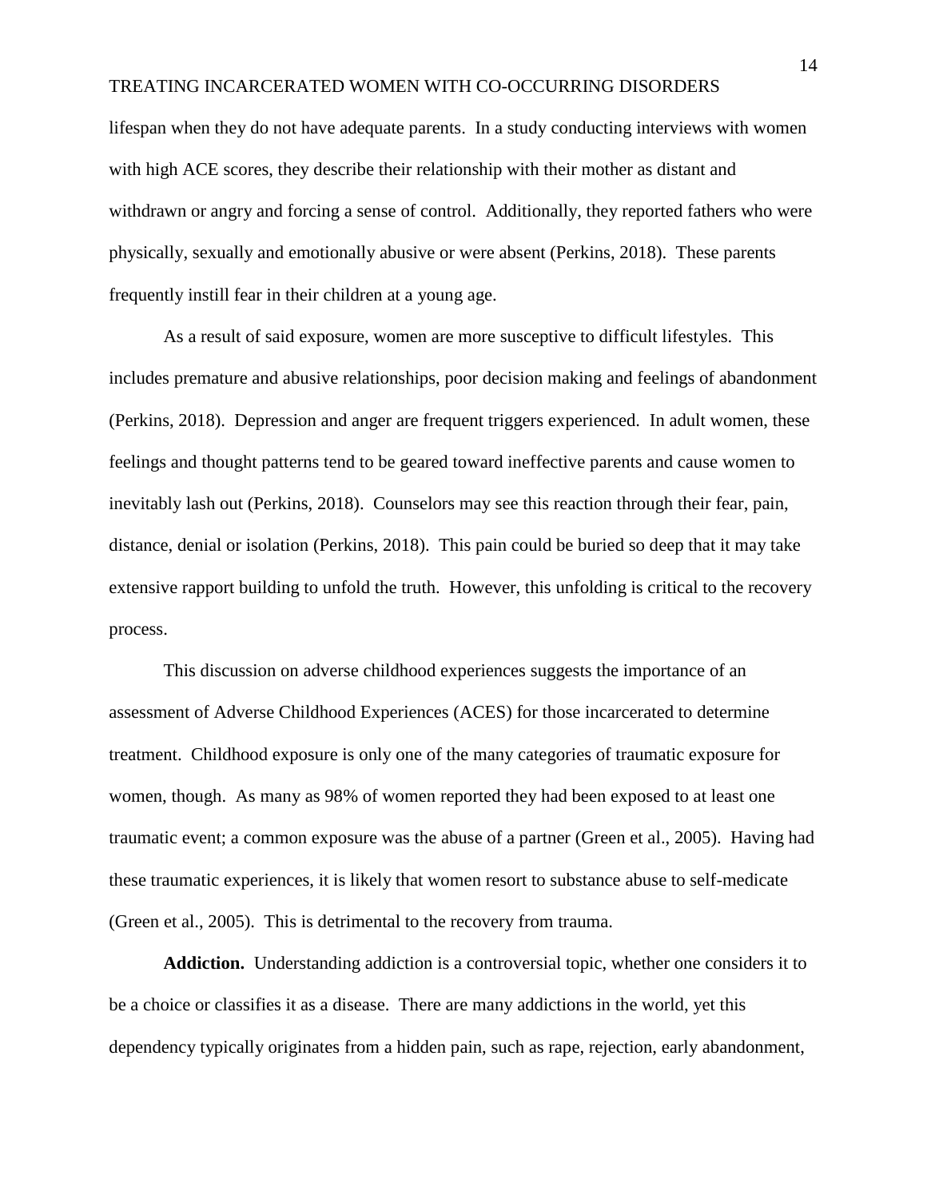lifespan when they do not have adequate parents. In a study conducting interviews with women with high ACE scores, they describe their relationship with their mother as distant and withdrawn or angry and forcing a sense of control. Additionally, they reported fathers who were physically, sexually and emotionally abusive or were absent (Perkins, 2018). These parents frequently instill fear in their children at a young age.

As a result of said exposure, women are more susceptive to difficult lifestyles. This includes premature and abusive relationships, poor decision making and feelings of abandonment (Perkins, 2018). Depression and anger are frequent triggers experienced. In adult women, these feelings and thought patterns tend to be geared toward ineffective parents and cause women to inevitably lash out (Perkins, 2018). Counselors may see this reaction through their fear, pain, distance, denial or isolation (Perkins, 2018). This pain could be buried so deep that it may take extensive rapport building to unfold the truth. However, this unfolding is critical to the recovery process.

This discussion on adverse childhood experiences suggests the importance of an assessment of Adverse Childhood Experiences (ACES) for those incarcerated to determine treatment. Childhood exposure is only one of the many categories of traumatic exposure for women, though. As many as 98% of women reported they had been exposed to at least one traumatic event; a common exposure was the abuse of a partner (Green et al., 2005). Having had these traumatic experiences, it is likely that women resort to substance abuse to self-medicate (Green et al., 2005). This is detrimental to the recovery from trauma.

**Addiction.** Understanding addiction is a controversial topic, whether one considers it to be a choice or classifies it as a disease. There are many addictions in the world, yet this dependency typically originates from a hidden pain, such as rape, rejection, early abandonment,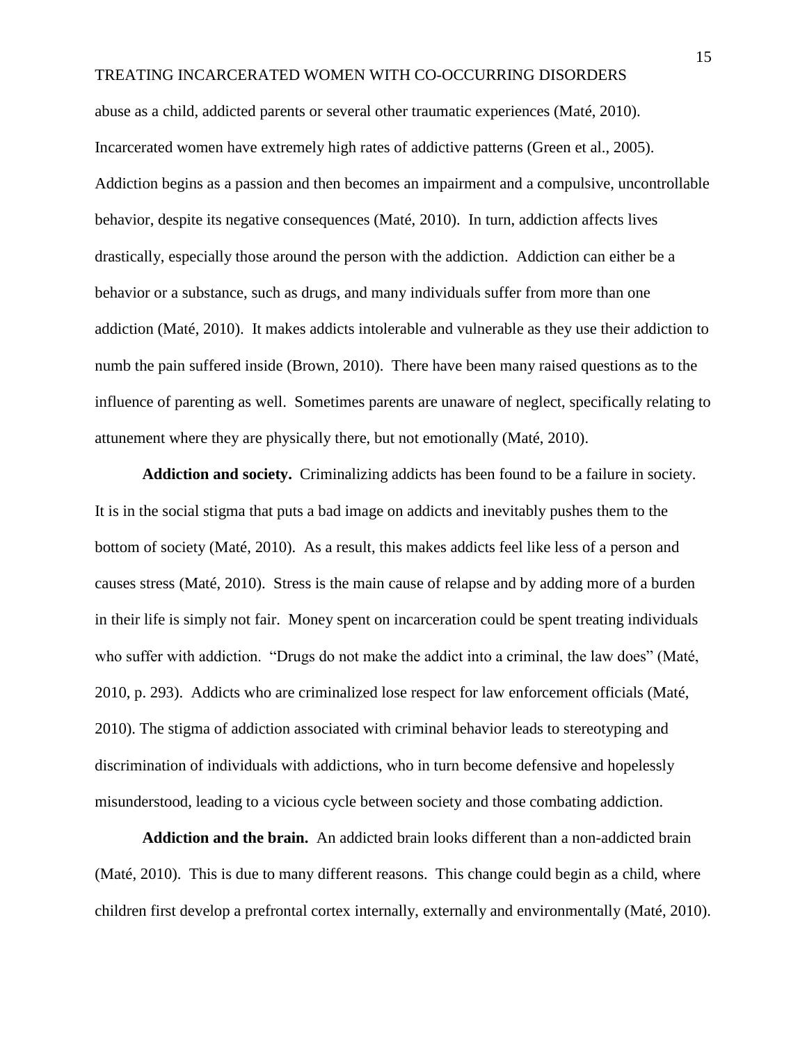abuse as a child, addicted parents or several other traumatic experiences (Maté, 2010). Incarcerated women have extremely high rates of addictive patterns (Green et al., 2005). Addiction begins as a passion and then becomes an impairment and a compulsive, uncontrollable behavior, despite its negative consequences (Maté, 2010). In turn, addiction affects lives drastically, especially those around the person with the addiction. Addiction can either be a behavior or a substance, such as drugs, and many individuals suffer from more than one addiction (Maté, 2010). It makes addicts intolerable and vulnerable as they use their addiction to numb the pain suffered inside (Brown, 2010). There have been many raised questions as to the influence of parenting as well. Sometimes parents are unaware of neglect, specifically relating to attunement where they are physically there, but not emotionally (Maté, 2010).

**Addiction and society.** Criminalizing addicts has been found to be a failure in society. It is in the social stigma that puts a bad image on addicts and inevitably pushes them to the bottom of society (Maté, 2010). As a result, this makes addicts feel like less of a person and causes stress (Maté, 2010). Stress is the main cause of relapse and by adding more of a burden in their life is simply not fair. Money spent on incarceration could be spent treating individuals who suffer with addiction. "Drugs do not make the addict into a criminal, the law does" (Maté, 2010, p. 293). Addicts who are criminalized lose respect for law enforcement officials (Maté, 2010). The stigma of addiction associated with criminal behavior leads to stereotyping and discrimination of individuals with addictions, who in turn become defensive and hopelessly misunderstood, leading to a vicious cycle between society and those combating addiction.

**Addiction and the brain.** An addicted brain looks different than a non-addicted brain (Maté, 2010). This is due to many different reasons. This change could begin as a child, where children first develop a prefrontal cortex internally, externally and environmentally (Maté, 2010).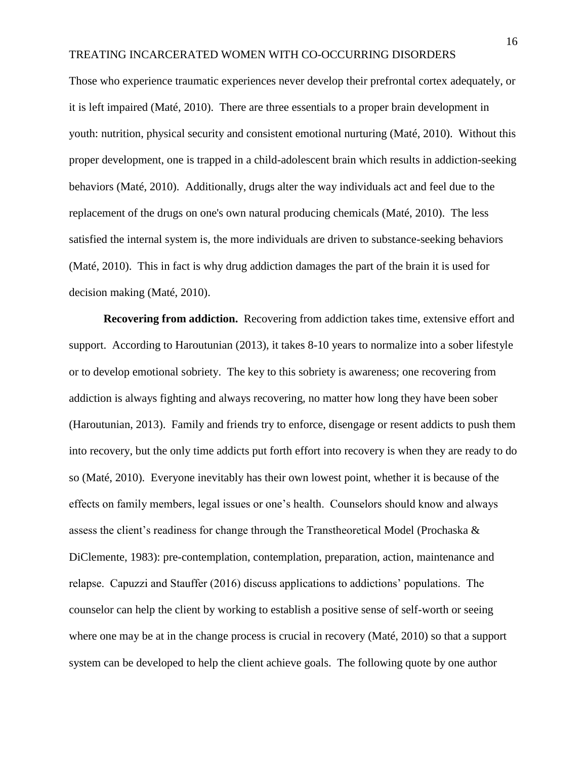Those who experience traumatic experiences never develop their prefrontal cortex adequately, or it is left impaired (Maté, 2010). There are three essentials to a proper brain development in youth: nutrition, physical security and consistent emotional nurturing (Maté, 2010). Without this proper development, one is trapped in a child-adolescent brain which results in addiction-seeking behaviors (Maté, 2010). Additionally, drugs alter the way individuals act and feel due to the replacement of the drugs on one's own natural producing chemicals (Maté, 2010). The less satisfied the internal system is, the more individuals are driven to substance-seeking behaviors (Maté, 2010). This in fact is why drug addiction damages the part of the brain it is used for decision making (Maté, 2010).

**Recovering from addiction.** Recovering from addiction takes time, extensive effort and support. According to Haroutunian (2013), it takes 8-10 years to normalize into a sober lifestyle or to develop emotional sobriety. The key to this sobriety is awareness; one recovering from addiction is always fighting and always recovering, no matter how long they have been sober (Haroutunian, 2013). Family and friends try to enforce, disengage or resent addicts to push them into recovery, but the only time addicts put forth effort into recovery is when they are ready to do so (Maté, 2010). Everyone inevitably has their own lowest point, whether it is because of the effects on family members, legal issues or one's health. Counselors should know and always assess the client's readiness for change through the Transtheoretical Model (Prochaska & DiClemente, 1983): pre-contemplation, contemplation, preparation, action, maintenance and relapse. Capuzzi and Stauffer (2016) discuss applications to addictions' populations. The counselor can help the client by working to establish a positive sense of self-worth or seeing where one may be at in the change process is crucial in recovery (Maté, 2010) so that a support system can be developed to help the client achieve goals. The following quote by one author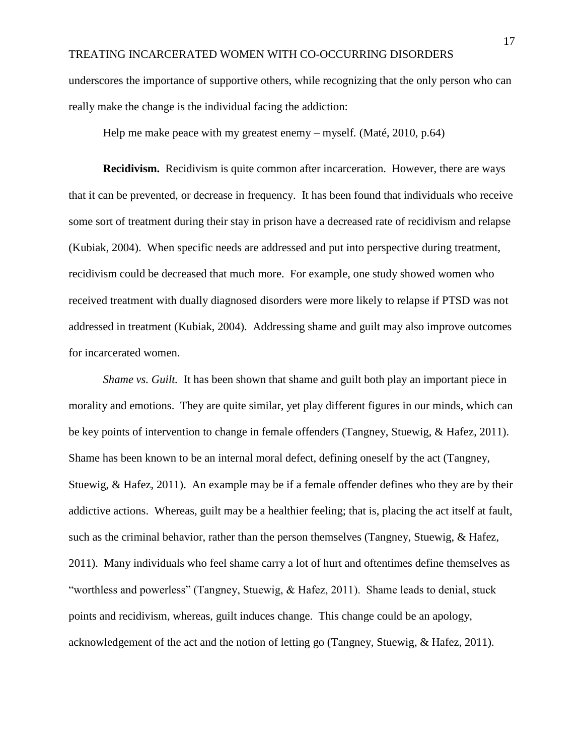underscores the importance of supportive others, while recognizing that the only person who can really make the change is the individual facing the addiction:

Help me make peace with my greatest enemy – myself. (Maté, 2010, p.64)

**Recidivism.** Recidivism is quite common after incarceration. However, there are ways that it can be prevented, or decrease in frequency. It has been found that individuals who receive some sort of treatment during their stay in prison have a decreased rate of recidivism and relapse (Kubiak, 2004). When specific needs are addressed and put into perspective during treatment, recidivism could be decreased that much more. For example, one study showed women who received treatment with dually diagnosed disorders were more likely to relapse if PTSD was not addressed in treatment (Kubiak, 2004). Addressing shame and guilt may also improve outcomes for incarcerated women.

*Shame vs. Guilt.* It has been shown that shame and guilt both play an important piece in morality and emotions. They are quite similar, yet play different figures in our minds, which can be key points of intervention to change in female offenders (Tangney, Stuewig, & Hafez, 2011). Shame has been known to be an internal moral defect, defining oneself by the act (Tangney, Stuewig, & Hafez, 2011). An example may be if a female offender defines who they are by their addictive actions. Whereas, guilt may be a healthier feeling; that is, placing the act itself at fault, such as the criminal behavior, rather than the person themselves (Tangney, Stuewig, & Hafez, 2011). Many individuals who feel shame carry a lot of hurt and oftentimes define themselves as "worthless and powerless" (Tangney, Stuewig, & Hafez, 2011). Shame leads to denial, stuck points and recidivism, whereas, guilt induces change. This change could be an apology, acknowledgement of the act and the notion of letting go (Tangney, Stuewig, & Hafez, 2011).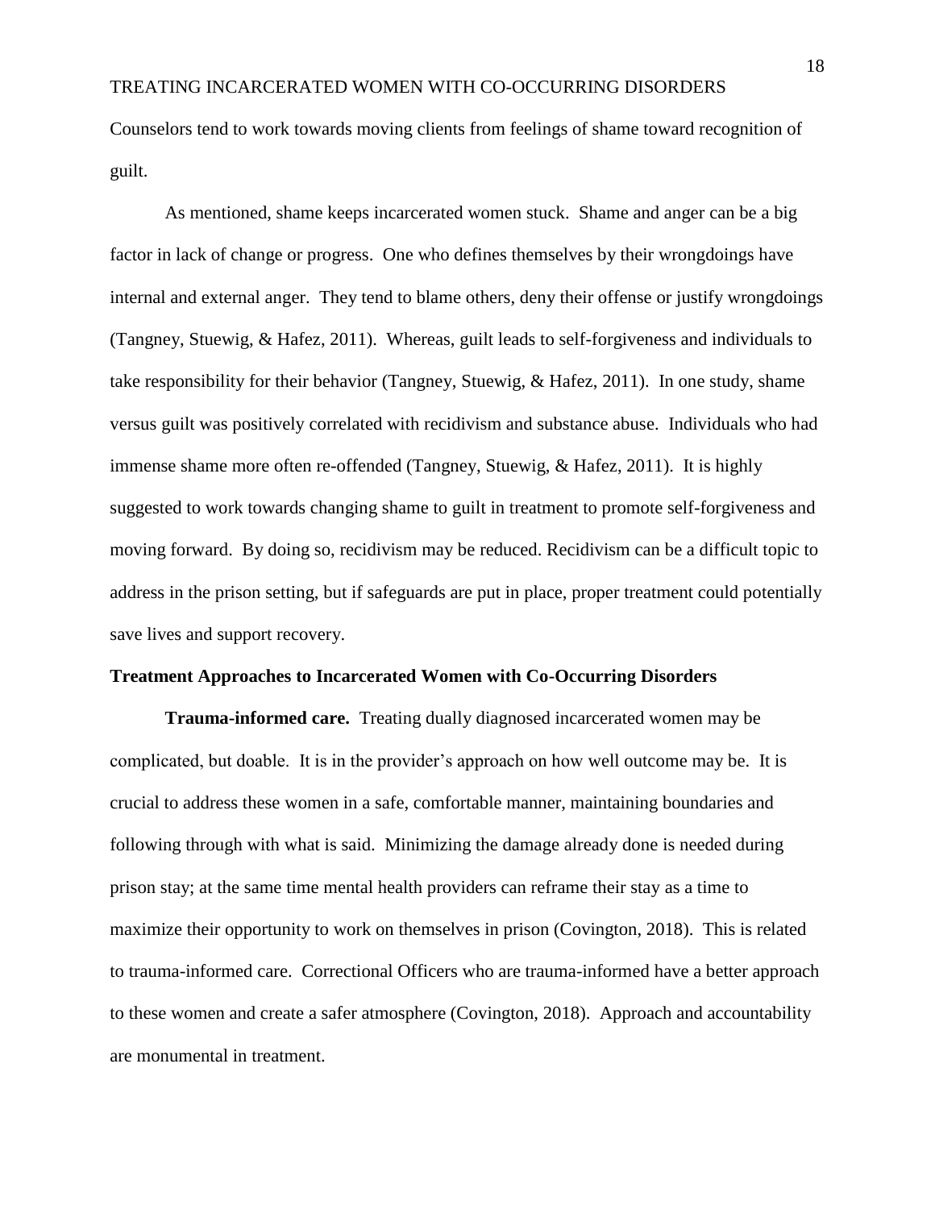Counselors tend to work towards moving clients from feelings of shame toward recognition of guilt.

As mentioned, shame keeps incarcerated women stuck. Shame and anger can be a big factor in lack of change or progress. One who defines themselves by their wrongdoings have internal and external anger. They tend to blame others, deny their offense or justify wrongdoings (Tangney, Stuewig, & Hafez, 2011). Whereas, guilt leads to self-forgiveness and individuals to take responsibility for their behavior (Tangney, Stuewig, & Hafez, 2011). In one study, shame versus guilt was positively correlated with recidivism and substance abuse. Individuals who had immense shame more often re-offended (Tangney, Stuewig, & Hafez, 2011). It is highly suggested to work towards changing shame to guilt in treatment to promote self-forgiveness and moving forward. By doing so, recidivism may be reduced. Recidivism can be a difficult topic to address in the prison setting, but if safeguards are put in place, proper treatment could potentially save lives and support recovery.

## Treatment Approaches to Incarcerated Women with Co-Occurring Disorders

**Trauma-informed care.** Treating dually diagnosed incarcerated women may be complicated, but doable. It is in the provider's approach on how well outcome may be. It is crucial to address these women in a safe, comfortable manner, maintaining boundaries and following through with what is said. Minimizing the damage already done is needed during prison stay; at the same time mental health providers can reframe their stay as a time to maximize their opportunity to work on themselves in prison (Covington, 2018). This is related to trauma-informed care. Correctional Officers who are trauma-informed have a better approach to these women and create a safer atmosphere (Covington, 2018). Approach and accountability are monumental in treatment.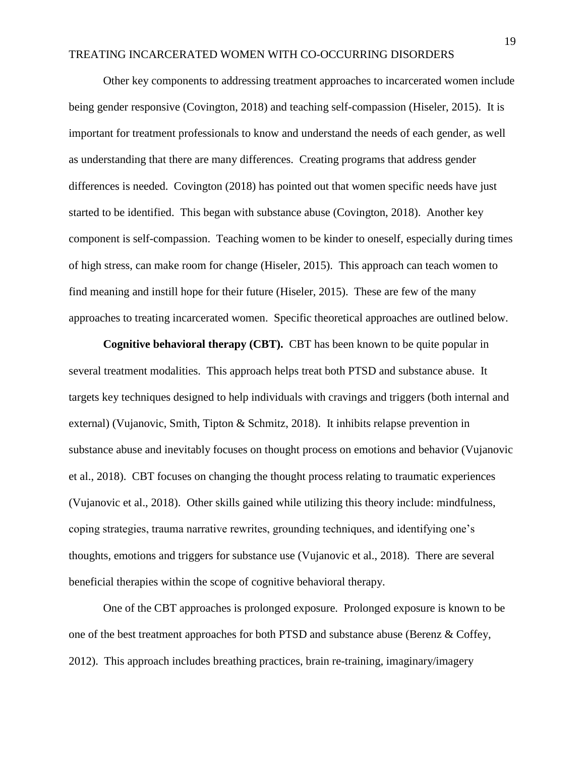Other key components to addressing treatment approaches to incarcerated women include being gender responsive (Covington, 2018) and teaching self-compassion (Hiseler, 2015). It is important for treatment professionals to know and understand the needs of each gender, as well as understanding that there are many differences. Creating programs that address gender differences is needed. Covington (2018) has pointed out that women specific needs have just started to be identified. This began with substance abuse (Covington, 2018). Another key component is self-compassion. Teaching women to be kinder to oneself, especially during times of high stress, can make room for change (Hiseler, 2015). This approach can teach women to find meaning and instill hope for their future (Hiseler, 2015). These are few of the many approaches to treating incarcerated women. Specific theoretical approaches are outlined below.

**Cognitive behavioral therapy (CBT).** CBT has been known to be quite popular in several treatment modalities. This approach helps treat both PTSD and substance abuse. It targets key techniques designed to help individuals with cravings and triggers (both internal and external) (Vujanovic, Smith, Tipton & Schmitz, 2018). It inhibits relapse prevention in substance abuse and inevitably focuses on thought process on emotions and behavior (Vujanovic et al., 2018). CBT focuses on changing the thought process relating to traumatic experiences (Vujanovic et al., 2018). Other skills gained while utilizing this theory include: mindfulness, coping strategies, trauma narrative rewrites, grounding techniques, and identifying one's thoughts, emotions and triggers for substance use (Vujanovic et al., 2018). There are several beneficial therapies within the scope of cognitive behavioral therapy.

One of the CBT approaches is prolonged exposure. Prolonged exposure is known to be one of the best treatment approaches for both PTSD and substance abuse (Berenz & Coffey, 2012). This approach includes breathing practices, brain re-training, imaginary/imagery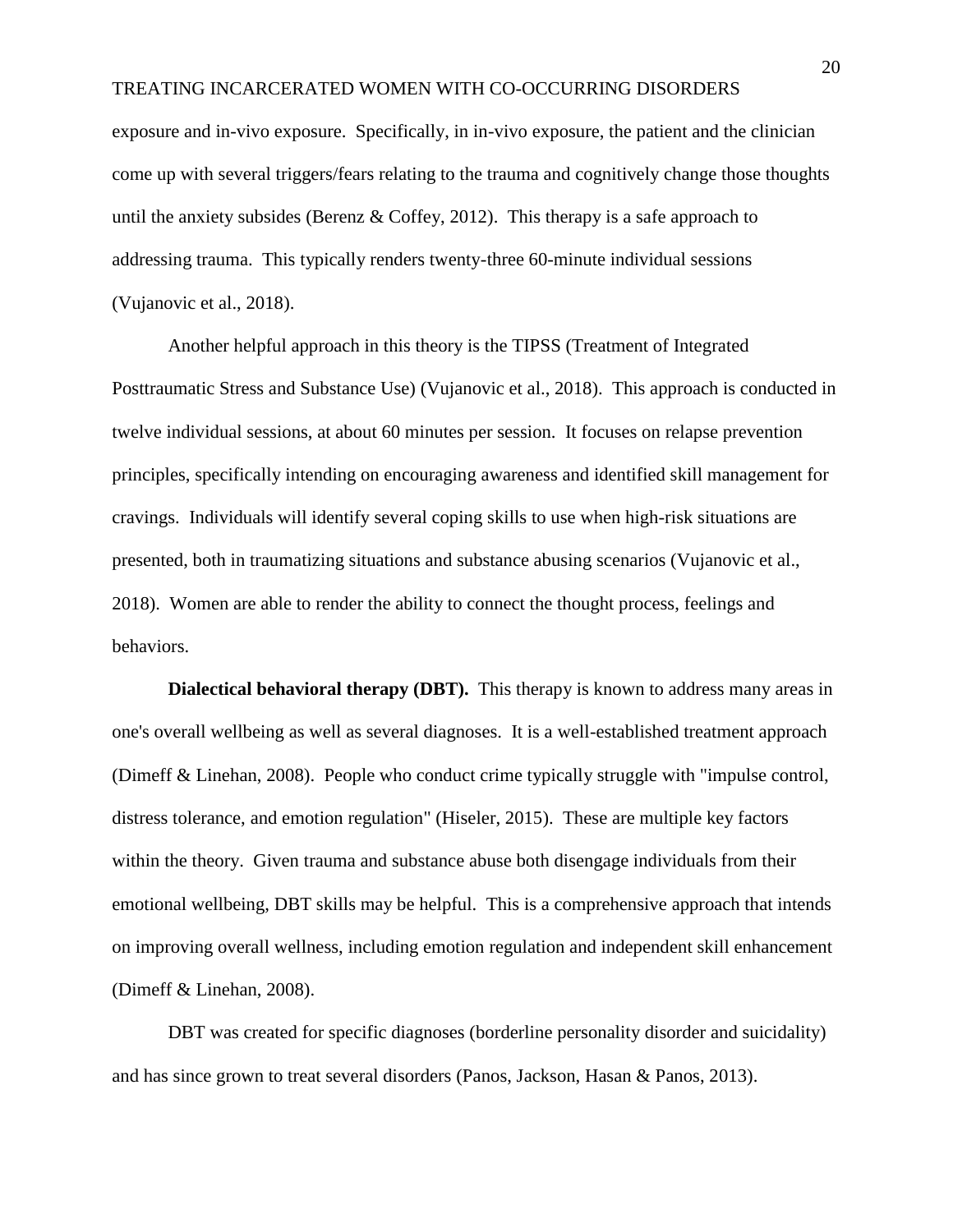exposure and in-vivo exposure. Specifically, in in-vivo exposure, the patient and the clinician come up with several triggers/fears relating to the trauma and cognitively change those thoughts until the anxiety subsides (Berenz & Coffey, 2012). This therapy is a safe approach to addressing trauma. This typically renders twenty-three 60-minute individual sessions (Vujanovic et al., 2018).

Another helpful approach in this theory is the TIPSS (Treatment of Integrated Posttraumatic Stress and Substance Use) (Vujanovic et al., 2018). This approach is conducted in twelve individual sessions, at about 60 minutes per session. It focuses on relapse prevention principles, specifically intending on encouraging awareness and identified skill management for cravings. Individuals will identify several coping skills to use when high-risk situations are presented, both in traumatizing situations and substance abusing scenarios (Vujanovic et al., 2018). Women are able to render the ability to connect the thought process, feelings and behaviors.

**Dialectical behavioral therapy (DBT).** This therapy is known to address many areas in one's overall wellbeing as well as several diagnoses. It is a well-established treatment approach (Dimeff & Linehan, 2008). People who conduct crime typically struggle with "impulse control, distress tolerance, and emotion regulation" (Hiseler, 2015). These are multiple key factors within the theory. Given trauma and substance abuse both disengage individuals from their emotional wellbeing, DBT skills may be helpful. This is a comprehensive approach that intends on improving overall wellness, including emotion regulation and independent skill enhancement (Dimeff & Linehan, 2008).

DBT was created for specific diagnoses (borderline personality disorder and suicidality) and has since grown to treat several disorders (Panos, Jackson, Hasan & Panos, 2013).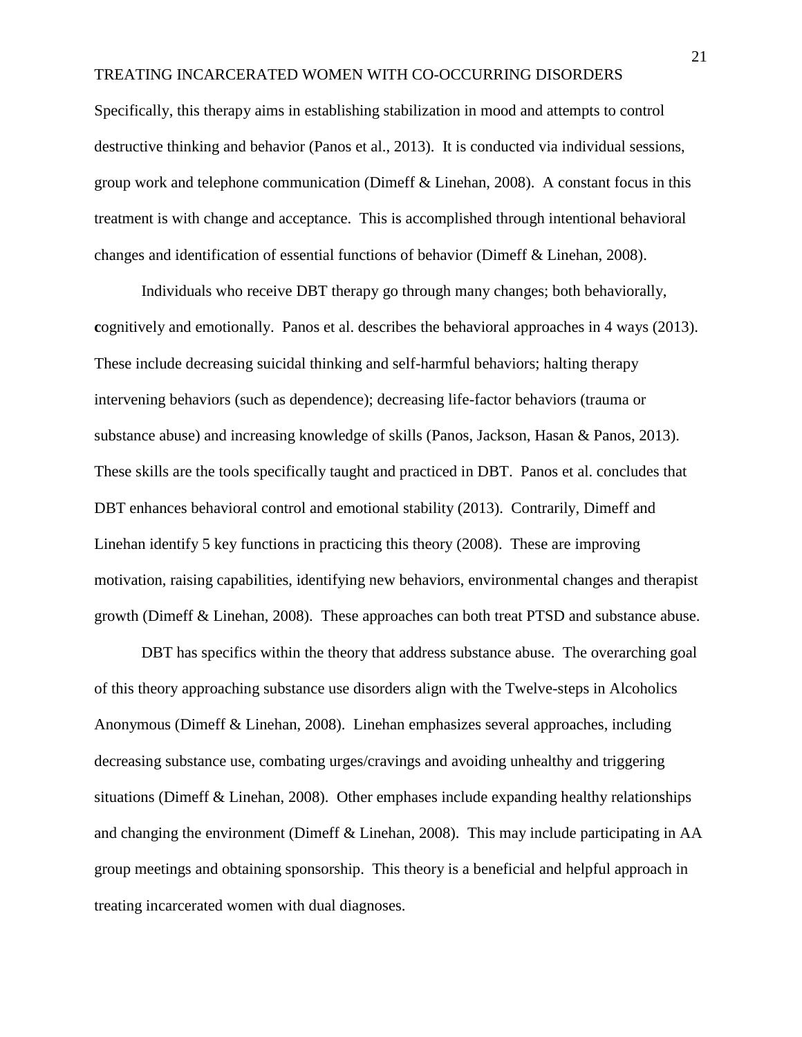Specifically, this therapy aims in establishing stabilization in mood and attempts to control destructive thinking and behavior (Panos et al., 2013). It is conducted via individual sessions, group work and telephone communication (Dimeff & Linehan, 2008). A constant focus in this treatment is with change and acceptance. This is accomplished through intentional behavioral changes and identification of essential functions of behavior (Dimeff & Linehan, 2008).

Individuals who receive DBT therapy go through many changes; both behaviorally, cognitively and emotionally. Panos et al. describes the behavioral approaches in 4 ways (2013). These include decreasing suicidal thinking and self-harmful behaviors; halting therapy intervening behaviors (such as dependence); decreasing life-factor behaviors (trauma or substance abuse) and increasing knowledge of skills (Panos, Jackson, Hasan & Panos, 2013). These skills are the tools specifically taught and practiced in DBT. Panos et al. concludes that DBT enhances behavioral control and emotional stability (2013). Contrarily, Dimeff and Linehan identify 5 key functions in practicing this theory (2008). These are improving motivation, raising capabilities, identifying new behaviors, environmental changes and therapist growth (Dimeff & Linehan, 2008). These approaches can both treat PTSD and substance abuse.

DBT has specifics within the theory that address substance abuse. The overarching goal of this theory approaching substance use disorders align with the Twelve-steps in Alcoholics Anonymous (Dimeff & Linehan, 2008). Linehan emphasizes several approaches, including decreasing substance use, combating urges/cravings and avoiding unhealthy and triggering situations (Dimeff & Linehan, 2008). Other emphases include expanding healthy relationships and changing the environment (Dimeff & Linehan, 2008). This may include participating in AA group meetings and obtaining sponsorship. This theory is a beneficial and helpful approach in treating incarcerated women with dual diagnoses.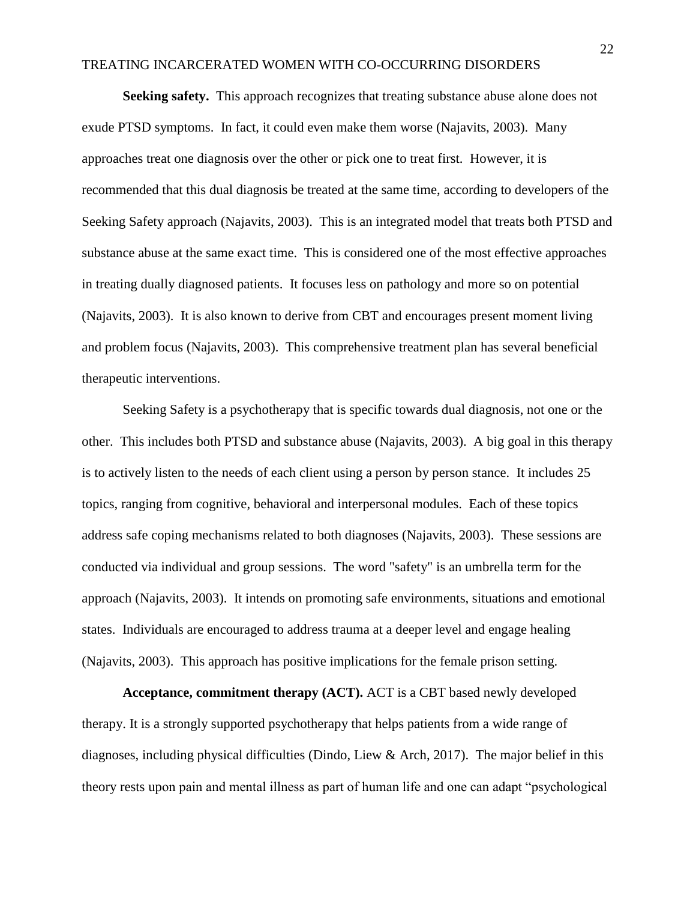**Seeking safety.** This approach recognizes that treating substance abuse alone does not exude PTSD symptoms. In fact, it could even make them worse (Najavits, 2003). Many approaches treat one diagnosis over the other or pick one to treat first. However, it is recommended that this dual diagnosis be treated at the same time, according to developers of the Seeking Safety approach (Najavits, 2003). This is an integrated model that treats both PTSD and substance abuse at the same exact time. This is considered one of the most effective approaches in treating dually diagnosed patients. It focuses less on pathology and more so on potential (Najavits, 2003). It is also known to derive from CBT and encourages present moment living and problem focus (Najavits, 2003). This comprehensive treatment plan has several beneficial therapeutic interventions.

Seeking Safety is a psychotherapy that is specific towards dual diagnosis, not one or the other. This includes both PTSD and substance abuse (Najavits, 2003). A big goal in this therapy is to actively listen to the needs of each client using a person by person stance. It includes 25 topics, ranging from cognitive, behavioral and interpersonal modules. Each of these topics address safe coping mechanisms related to both diagnoses (Najavits, 2003). These sessions are conducted via individual and group sessions. The word "safety" is an umbrella term for the approach (Najavits, 2003). It intends on promoting safe environments, situations and emotional states. Individuals are encouraged to address trauma at a deeper level and engage healing (Najavits, 2003). This approach has positive implications for the female prison setting.

**Acceptance, commitment therapy (ACT).** ACT is a CBT based newly developed therapy. It is a strongly supported psychotherapy that helps patients from a wide range of diagnoses, including physical difficulties (Dindo, Liew & Arch, 2017). The major belief in this theory rests upon pain and mental illness as part of human life and one can adapt "psychological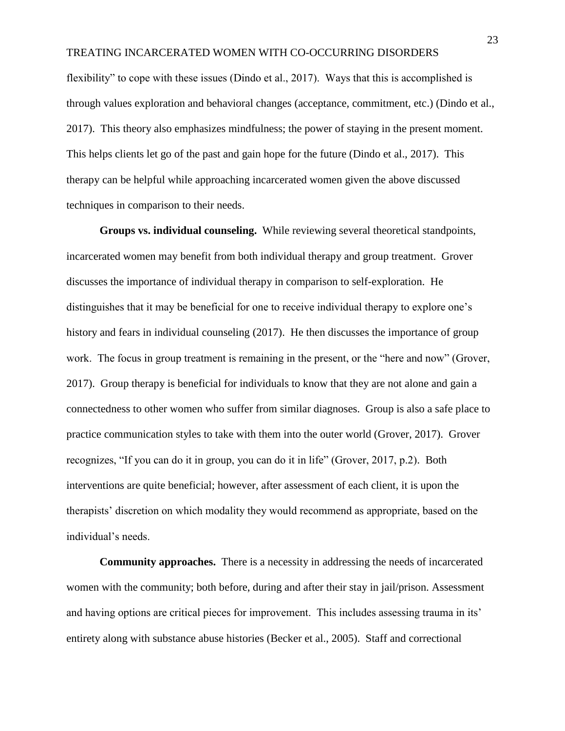flexibility" to cope with these issues (Dindo et al., 2017). Ways that this is accomplished is through values exploration and behavioral changes (acceptance, commitment, etc.) (Dindo et al., 2017). This theory also emphasizes mindfulness; the power of staying in the present moment. This helps clients let go of the past and gain hope for the future (Dindo et al., 2017). This therapy can be helpful while approaching incarcerated women given the above discussed techniques in comparison to their needs.

**Groups vs. individual counseling.** While reviewing several theoretical standpoints, incarcerated women may benefit from both individual therapy and group treatment. Grover discusses the importance of individual therapy in comparison to self-exploration. He distinguishes that it may be beneficial for one to receive individual therapy to explore one's history and fears in individual counseling (2017). He then discusses the importance of group work. The focus in group treatment is remaining in the present, or the "here and now" (Grover, 2017). Group therapy is beneficial for individuals to know that they are not alone and gain a connectedness to other women who suffer from similar diagnoses. Group is also a safe place to practice communication styles to take with them into the outer world (Grover, 2017). Grover recognizes, "If you can do it in group, you can do it in life" (Grover, 2017, p.2). Both interventions are quite beneficial; however, after assessment of each client, it is upon the therapists' discretion on which modality they would recommend as appropriate, based on the individual's needs.

**Community approaches.** There is a necessity in addressing the needs of incarcerated women with the community; both before, during and after their stay in jail/prison. Assessment and having options are critical pieces for improvement. This includes assessing trauma in its' entirety along with substance abuse histories (Becker et al., 2005). Staff and correctional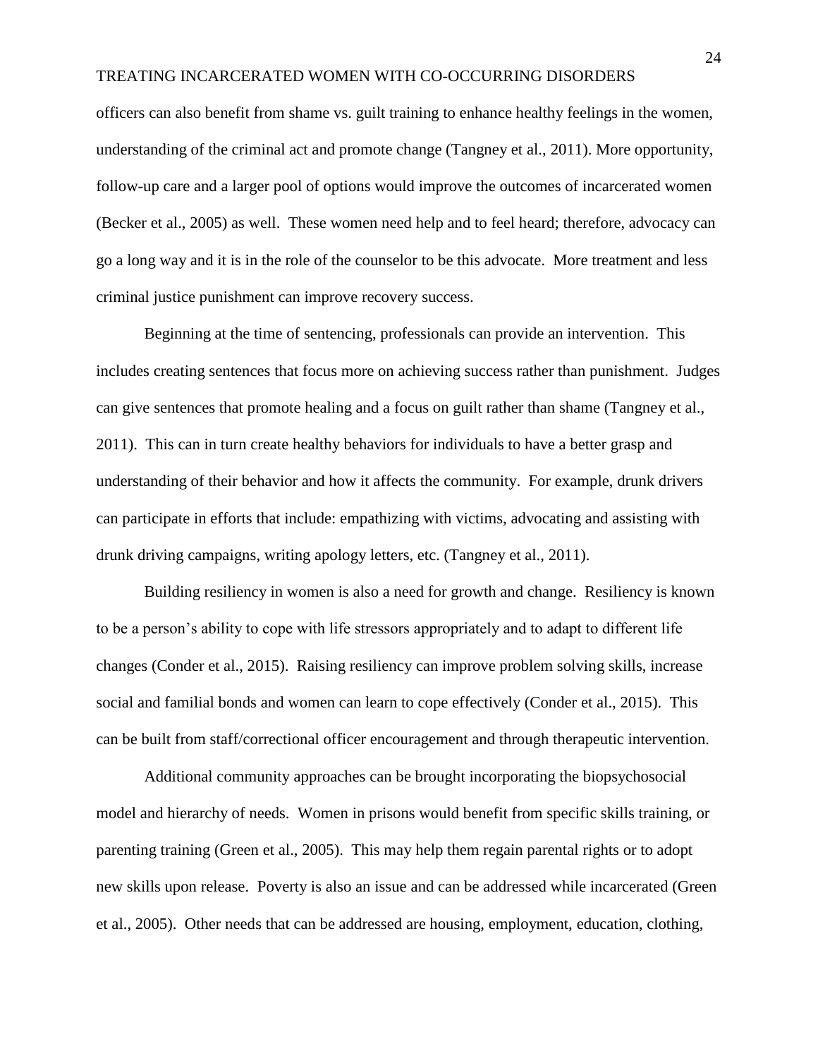officers can also benefit from shame vs. guilt training to enhance healthy feelings in the women, understanding of the criminal act and promote change (Tangney et al., 2011). More opportunity, follow-up care and a larger pool of options would improve the outcomes of incarcerated women (Becker et al., 2005) as well. These women need help and to feel heard; therefore, advocacy can go a long way and it is in the role of the counselor to be this advocate. More treatment and less criminal justice punishment can improve recovery success.

Beginning at the time of sentencing, professionals can provide an intervention. This includes creating sentences that focus more on achieving success rather than punishment. Judges can give sentences that promote healing and a focus on guilt rather than shame (Tangney et al., 2011). This can in turn create healthy behaviors for individuals to have a better grasp and understanding of their behavior and how it affects the community. For example, drunk drivers can participate in efforts that include: empathizing with victims, advocating and assisting with drunk driving campaigns, writing apology letters, etc. (Tangney et al., 2011).

Building resiliency in women is also a need for growth and change. Resiliency is known to be a person's ability to cope with life stressors appropriately and to adapt to different life changes (Conder et al., 2015). Raising resiliency can improve problem solving skills, increase social and familial bonds and women can learn to cope effectively (Conder et al., 2015). This can be built from staff/correctional officer encouragement and through therapeutic intervention.

Additional community approaches can be brought incorporating the biopsychosocial model and hierarchy of needs. Women in prisons would benefit from specific skills training, or parenting training (Green et al., 2005). This may help them regain parental rights or to adopt new skills upon release. Poverty is also an issue and can be addressed while incarcerated (Green et al., 2005). Other needs that can be addressed are housing, employment, education, clothing,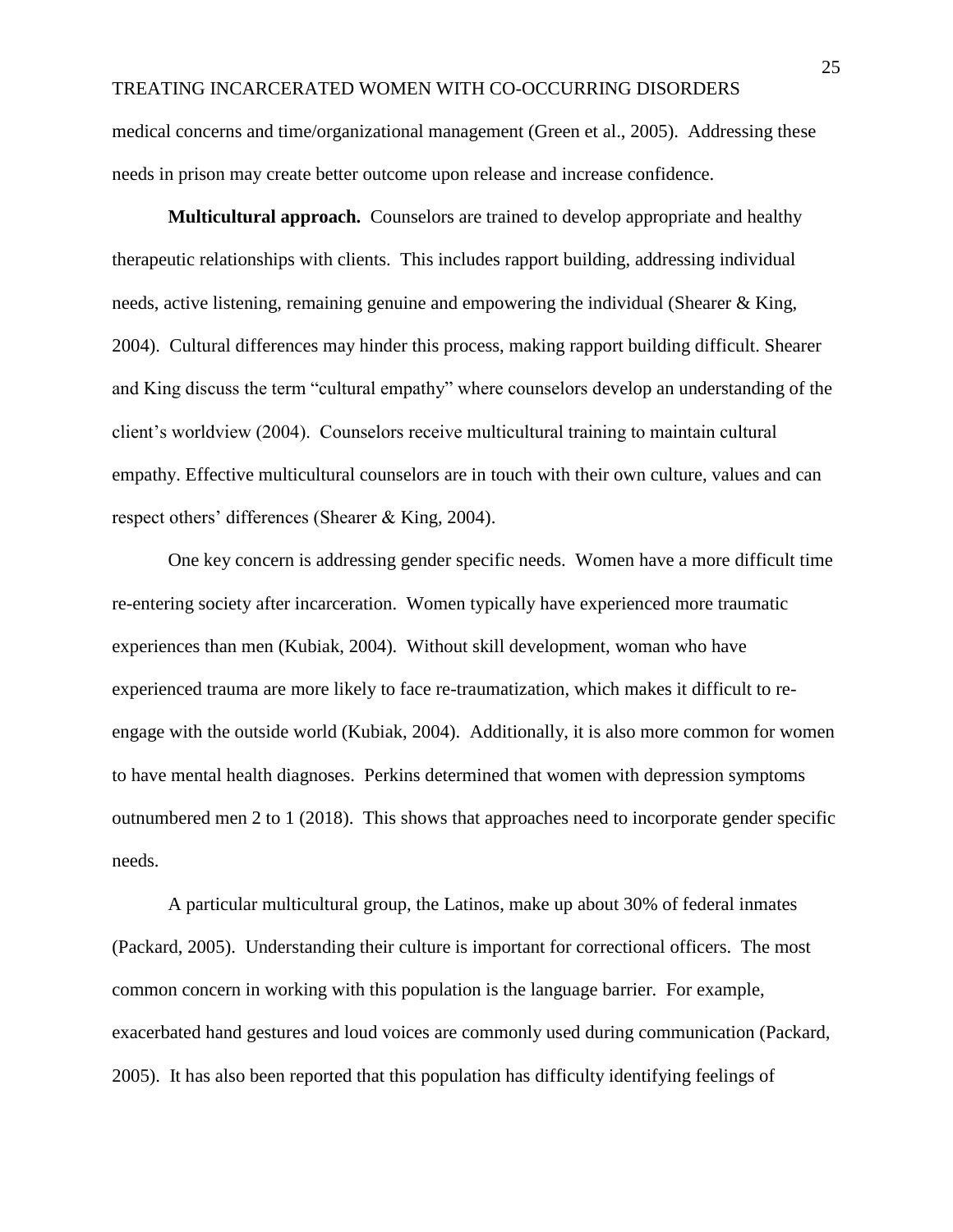medical concerns and time/organizational management (Green et al., 2005). Addressing these needs in prison may create better outcome upon release and increase confidence.

**Multicultural approach.** Counselors are trained to develop appropriate and healthy therapeutic relationships with clients. This includes rapport building, addressing individual needs, active listening, remaining genuine and empowering the individual (Shearer & King, 2004). Cultural differences may hinder this process, making rapport building difficult. Shearer and King discuss the term "cultural empathy" where counselors develop an understanding of the client's worldview (2004). Counselors receive multicultural training to maintain cultural empathy. Effective multicultural counselors are in touch with their own culture, values and can respect others' differences (Shearer & King, 2004).

One key concern is addressing gender specific needs. Women have a more difficult time re-entering society after incarceration. Women typically have experienced more traumatic experiences than men (Kubiak, 2004). Without skill development, woman who have experienced trauma are more likely to face re-traumatization, which makes it difficult to re-engage with the outside world (Kubiak, 2004). Additionally, it is also more common for women to have mental health diagnoses. Perkins determined that women with depression symptoms outnumbered men 2 to 1 (2018). This shows that approaches need to incorporate gender specific needs.

A particular multicultural group, the Latinos, make up about 30% of federal inmates (Packard, 2005). Understanding their culture is important for correctional officers. The most common concern in working with this population is the language barrier. For example, exacerbated hand gestures and loud voices are commonly used during communication (Packard, 2005). It has also been reported that this population has difficulty identifying feelings of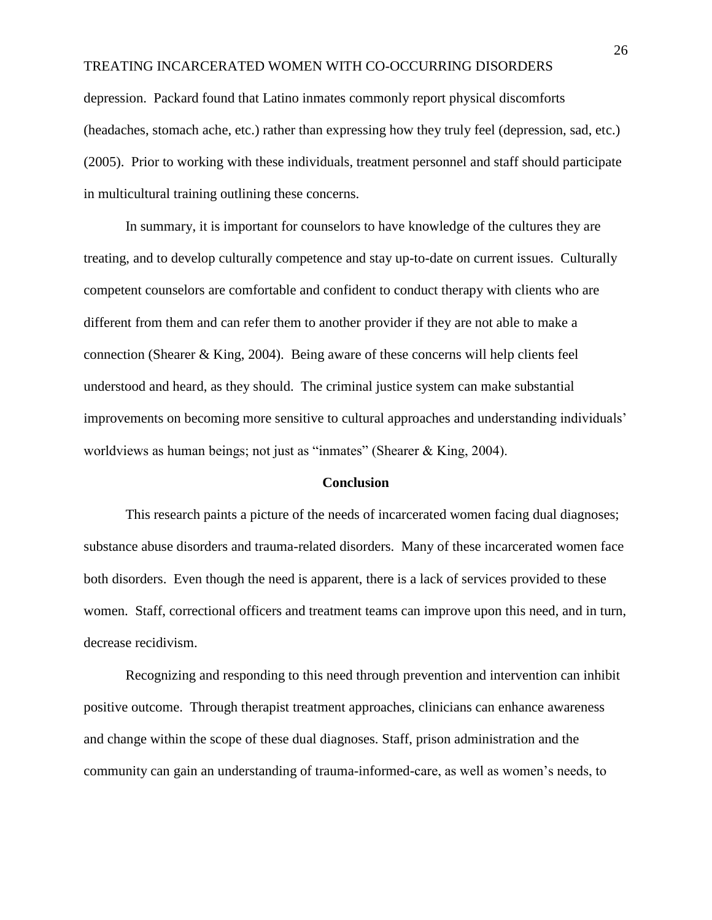depression. Packard found that Latino inmates commonly report physical discomforts (headaches, stomach ache, etc.) rather than expressing how they truly feel (depression, sad, etc.) (2005). Prior to working with these individuals, treatment personnel and staff should participate in multicultural training outlining these concerns.

In summary, it is important for counselors to have knowledge of the cultures they are treating, and to develop culturally competence and stay up-to-date on current issues. Culturally competent counselors are comfortable and confident to conduct therapy with clients who are different from them and can refer them to another provider if they are not able to make a connection (Shearer & King, 2004). Being aware of these concerns will help clients feel understood and heard, as they should. The criminal justice system can make substantial improvements on becoming more sensitive to cultural approaches and understanding individuals' worldviews as human beings; not just as "inmates" (Shearer & King, 2004).

## Conclusion

This research paints a picture of the needs of incarcerated women facing dual diagnoses; substance abuse disorders and trauma-related disorders. Many of these incarcerated women face both disorders. Even though the need is apparent, there is a lack of services provided to these women. Staff, correctional officers and treatment teams can improve upon this need, and in turn, decrease recidivism.

Recognizing and responding to this need through prevention and intervention can inhibit positive outcome. Through therapist treatment approaches, clinicians can enhance awareness and change within the scope of these dual diagnoses. Staff, prison administration and the community can gain an understanding of trauma-informed-care, as well as women's needs, to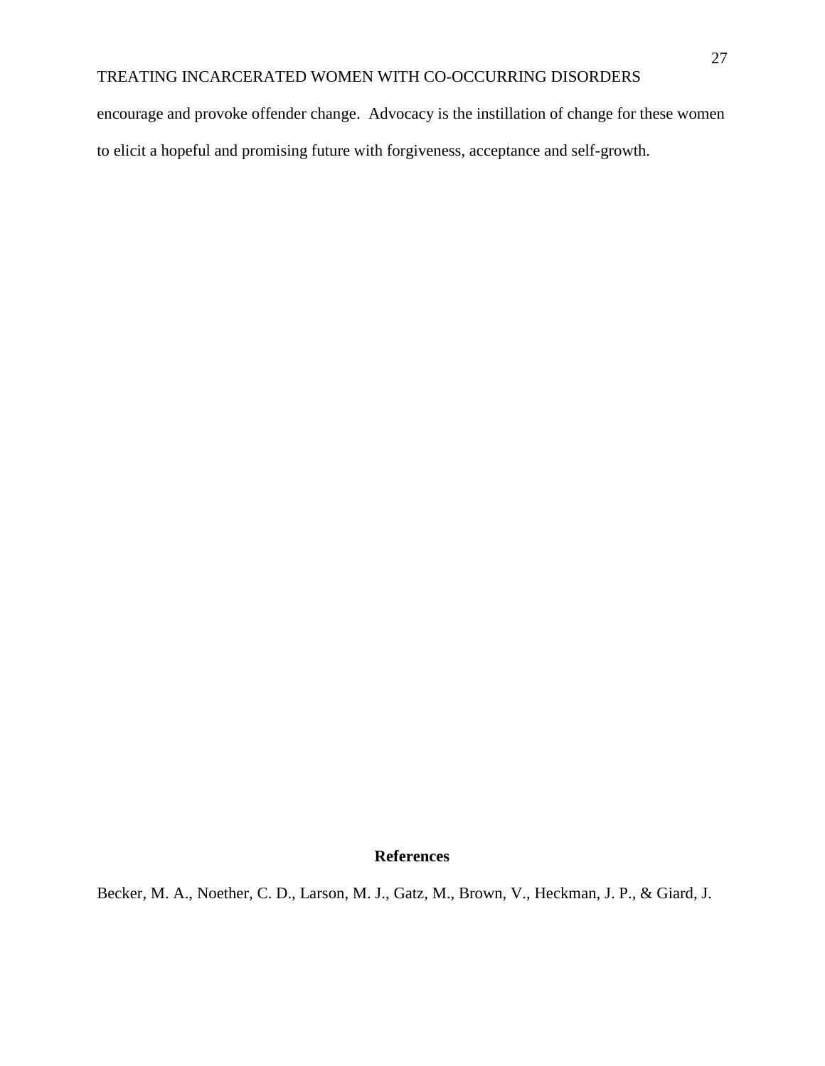encourage and provoke offender change. Advocacy is the instillation of change for these women to elicit a hopeful and promising future with forgiveness, acceptance and self-growth.

## References

Becker, M. A., Noether, C. D., Larson, M. J., Gatz, M., Brown, V., Heckman, J. P., & Giard, J.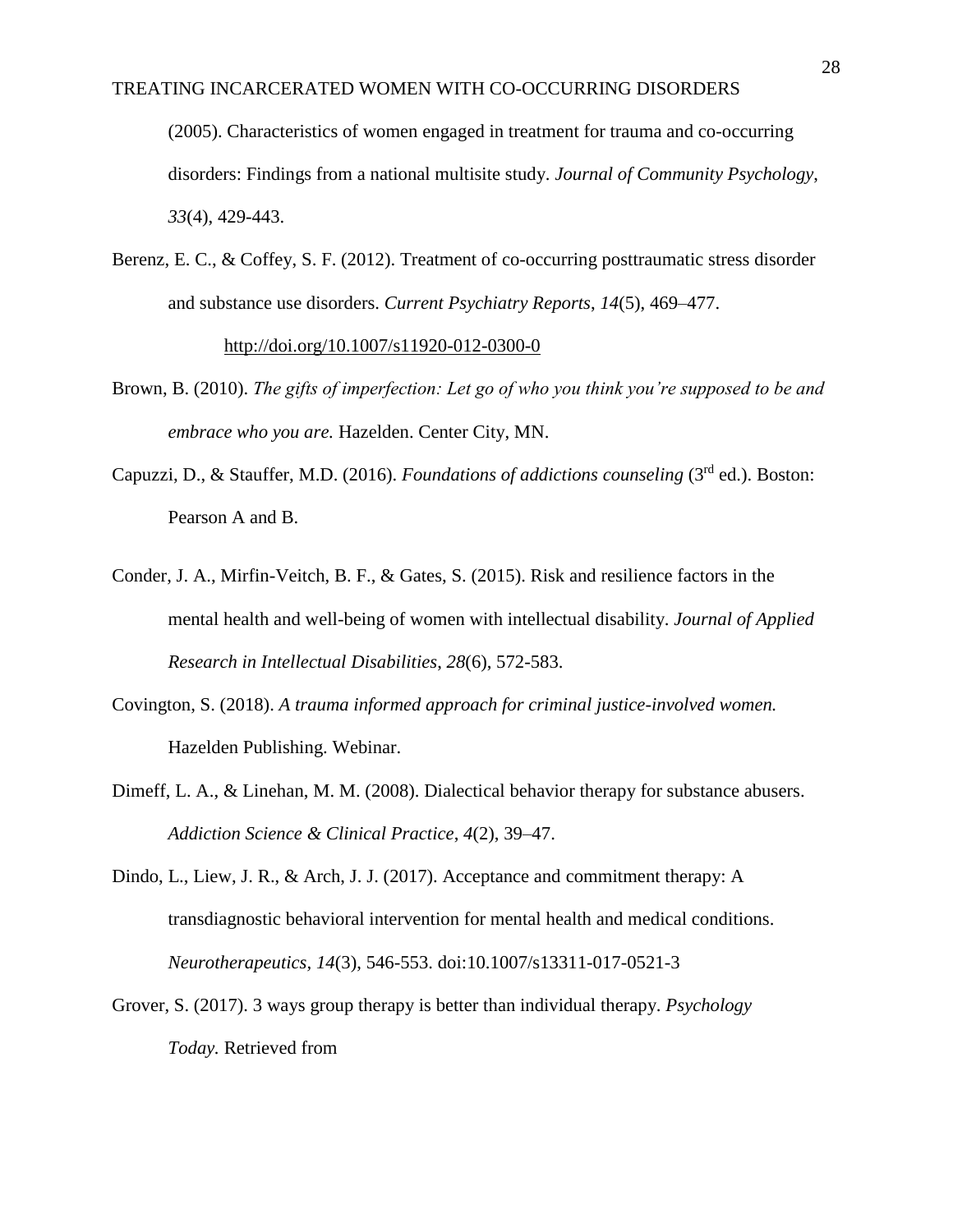(2005). Characteristics of women engaged in treatment for trauma and co-occurring disorders: Findings from a national multisite study. *Journal of Community Psychology*, *33*(4), 429-443.

Berenz, E. C., & Coffey, S. F. (2012). Treatment of co-occurring posttraumatic stress disorder and substance use disorders. *Current Psychiatry Reports*, *14*(5), 469–477. http://doi.org/10.1007/s11920-012-0300-0

Brown, B. (2010). *The gifts of imperfection: Let go of who you think you're supposed to be and embrace who you are.* Hazelden. Center City, MN.

Capuzzi, D., & Stauffer, M.D. (2016). *Foundations of addictions counseling* (3rd ed.). Boston: Pearson A and B.

Conder, J. A., Mirfin-Veitch, B. F., & Gates, S. (2015). Risk and resilience factors in the mental health and well-being of women with intellectual disability. *Journal of Applied Research in Intellectual Disabilities*, *28*(6), 572-583.

Covington, S. (2018). *A trauma informed approach for criminal justice-involved women.* Hazelden Publishing. Webinar.

Dimeff, L. A., & Linehan, M. M. (2008). Dialectical behavior therapy for substance abusers. *Addiction Science & Clinical Practice*, *4*(2), 39–47.

Dindo, L., Liew, J. R., & Arch, J. J. (2017). Acceptance and commitment therapy: A transdiagnostic behavioral intervention for mental health and medical conditions. *Neurotherapeutics, 14*(3), 546-553. doi:10.1007/s13311-017-0521-3

Grover, S. (2017). 3 ways group therapy is better than individual therapy. *Psychology Today.* Retrieved from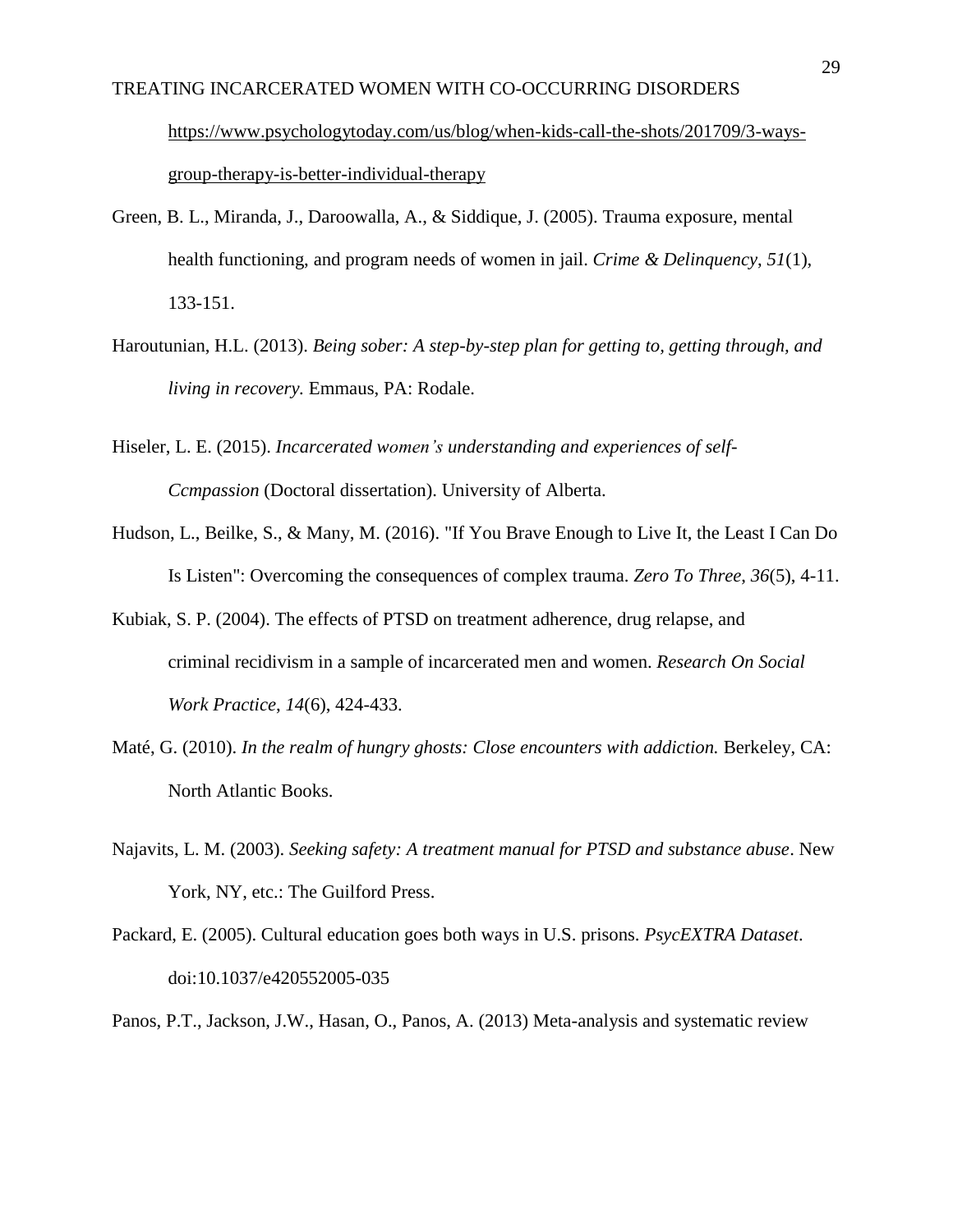https://www.psychologytoday.com/us/blog/when-kids-call-the-shots/201709/3-ways-group-therapy-is-better-individual-therapy

Green, B. L., Miranda, J., Daroowalla, A., & Siddique, J. (2005). Trauma exposure, mental health functioning, and program needs of women in jail. *Crime & Delinquency*, *51*(1), 133-151.

Haroutunian, H.L. (2013). *Being sober: A step-by-step plan for getting to, getting through, and living in recovery.* Emmaus, PA: Rodale.

Hiseler, L. E. (2015). *Incarcerated women's understanding and experiences of self-Ccmpassion* (Doctoral dissertation). University of Alberta.

Hudson, L., Beilke, S., & Many, M. (2016). "If You Brave Enough to Live It, the Least I Can Do Is Listen": Overcoming the consequences of complex trauma. *Zero To Three*, *36*(5), 4-11.

Kubiak, S. P. (2004). The effects of PTSD on treatment adherence, drug relapse, and criminal recidivism in a sample of incarcerated men and women. *Research On Social Work Practice*, *14*(6), 424-433.

Maté, G. (2010). *In the realm of hungry ghosts: Close encounters with addiction.* Berkeley, CA: North Atlantic Books.

Najavits, L. M. (2003). *Seeking safety: A treatment manual for PTSD and substance abuse*. New York, NY, etc.: The Guilford Press.

Packard, E. (2005). Cultural education goes both ways in U.S. prisons. *PsycEXTRA Dataset*. doi:10.1037/e420552005-035

Panos, P.T., Jackson, J.W., Hasan, O., Panos, A. (2013) Meta-analysis and systematic review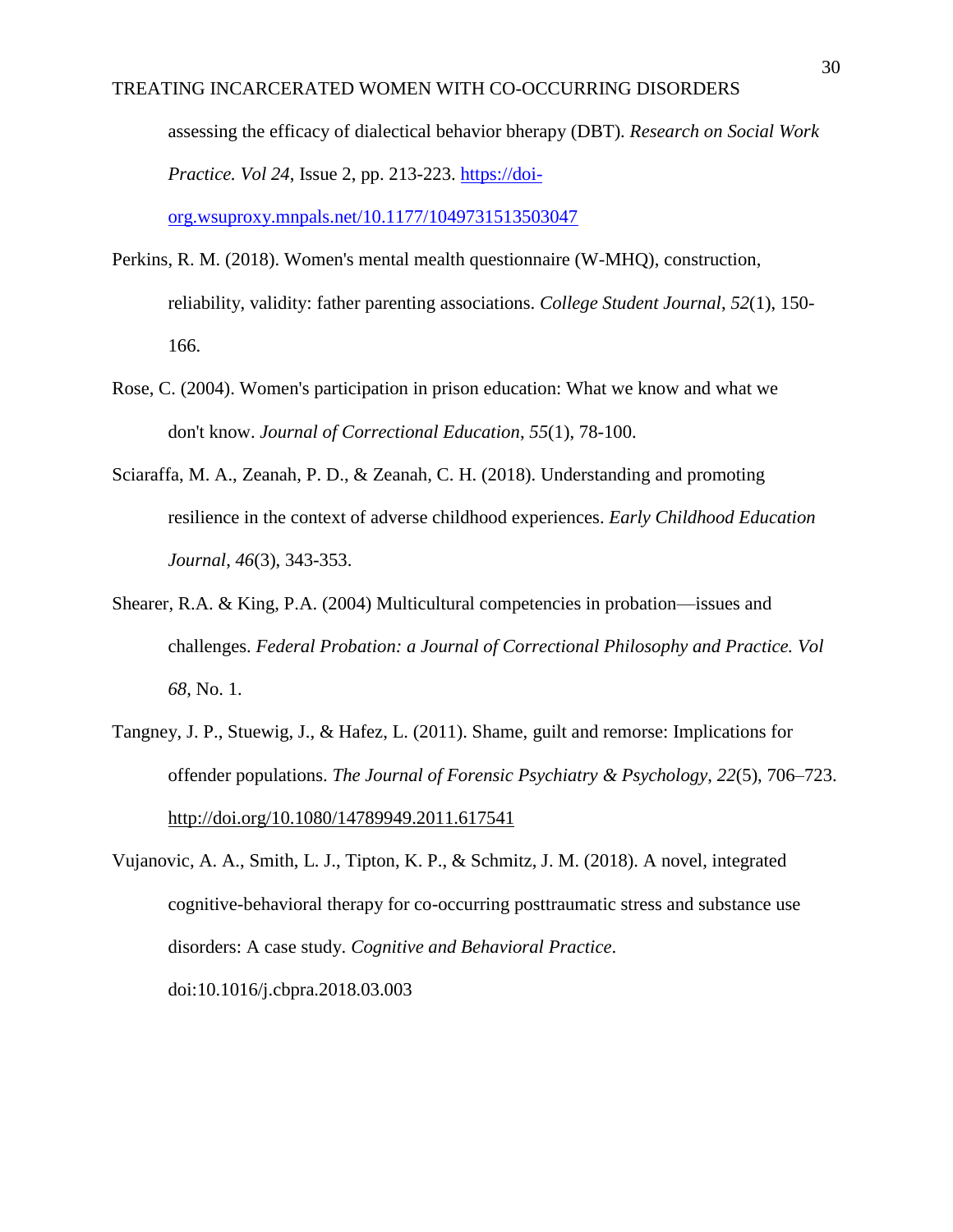assessing the efficacy of dialectical behavior bherapy (DBT). *Research on Social Work Practice. Vol 24*, Issue 2, pp. 213-223. https://doi-org.wsuproxy.mnpals.net/10.1177/1049731513503047

Perkins, R. M. (2018). Women's mental mealth questionnaire (W-MHQ), construction, reliability, validity: father parenting associations. *College Student Journal*, *52*(1), 150-166.

Rose, C. (2004). Women's participation in prison education: What we know and what we don't know. *Journal of Correctional Education*, *55*(1), 78-100.

Sciaraffa, M. A., Zeanah, P. D., & Zeanah, C. H. (2018). Understanding and promoting resilience in the context of adverse childhood experiences. *Early Childhood Education Journal*, *46*(3), 343-353.

Shearer, R.A. & King, P.A. (2004) Multicultural competencies in probation—issues and challenges. *Federal Probation: a Journal of Correctional Philosophy and Practice. Vol 68*, No. 1.

Tangney, J. P., Stuewig, J., & Hafez, L. (2011). Shame, guilt and remorse: Implications for offender populations. *The Journal of Forensic Psychiatry & Psychology*, *22*(5), 706–723. http://doi.org/10.1080/14789949.2011.617541

Vujanovic, A. A., Smith, L. J., Tipton, K. P., & Schmitz, J. M. (2018). A novel, integrated cognitive-behavioral therapy for co-occurring posttraumatic stress and substance use disorders: A case study. *Cognitive and Behavioral Practice*. doi:10.1016/j.cbpra.2018.03.003